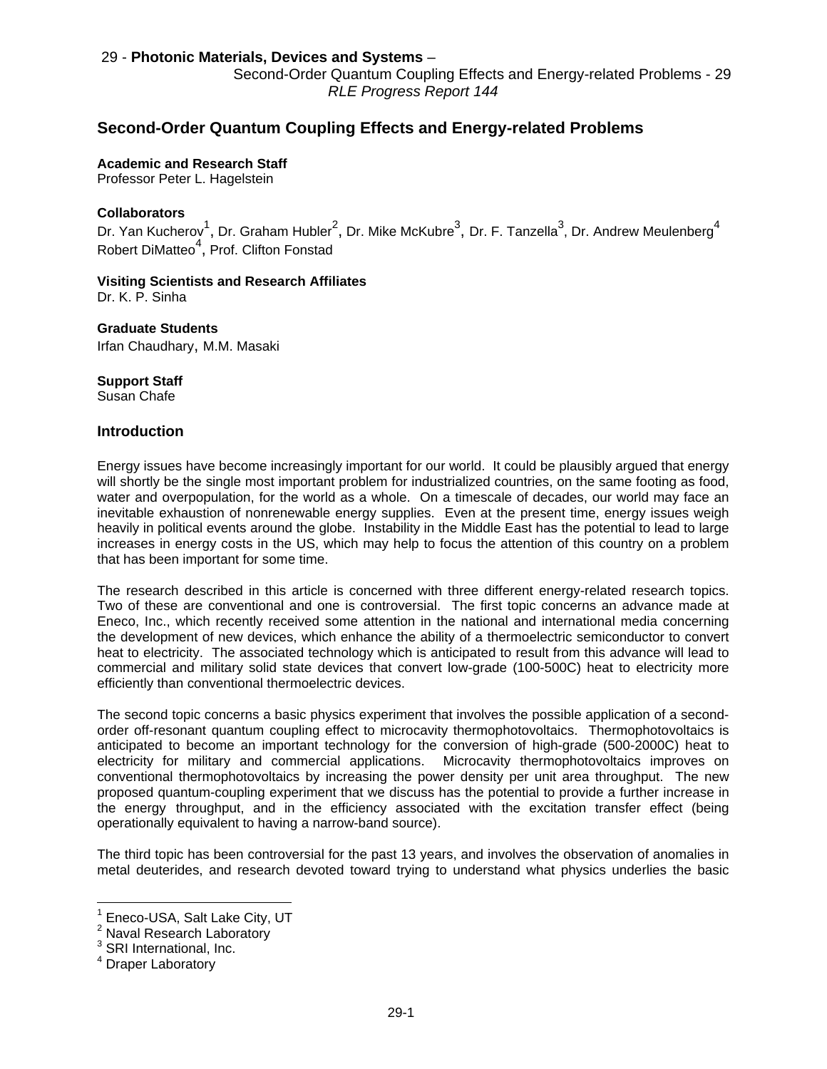# Second-Order Quantum Coupling Effects and Energy-related Problems

**Academic and Research Staff**
Professor Peter L. Hagelstein

**Collaborators**
Dr. Yan Kucherov[1], Dr. Graham Hubler[2], Dr. Mike McKubre[3], Dr. F. Tanzella[3], Dr. Andrew Meulenberg[4]
Robert DiMatteo[4], Prof. Clifton Fonstad

**Visiting Scientists and Research Affiliates**
Dr. K. P. Sinha

**Graduate Students**
Irfan Chaudhary, M.M. Masaki

**Support Staff**
Susan Chafe

## Introduction

Energy issues have become increasingly important for our world. It could be plausibly argued that energy will shortly be the single most important problem for industrialized countries, on the same footing as food, water and overpopulation, for the world as a whole. On a timescale of decades, our world may face an inevitable exhaustion of nonrenewable energy supplies. Even at the present time, energy issues weigh heavily in political events around the globe. Instability in the Middle East has the potential to lead to large increases in energy costs in the US, which may help to focus the attention of this country on a problem that has been important for some time.

The research described in this article is concerned with three different energy-related research topics. Two of these are conventional and one is controversial. The first topic concerns an advance made at Eneco, Inc., which recently received some attention in the national and international media concerning the development of new devices, which enhance the ability of a thermoelectric semiconductor to convert heat to electricity. The associated technology which is anticipated to result from this advance will lead to commercial and military solid state devices that convert low-grade (100-500C) heat to electricity more efficiently than conventional thermoelectric devices.

The second topic concerns a basic physics experiment that involves the possible application of a second-order off-resonant quantum coupling effect to microcavity thermophotovoltaics. Thermophotovoltaics is anticipated to become an important technology for the conversion of high-grade (500-2000C) heat to electricity for military and commercial applications. Microcavity thermophotovoltaics improves on conventional thermophotovoltaics by increasing the power density per unit area throughput. The new proposed quantum-coupling experiment that we discuss has the potential to provide a further increase in the energy throughput, and in the efficiency associated with the excitation transfer effect (being operationally equivalent to having a narrow-band source).

The third topic has been controversial for the past 13 years, and involves the observation of anomalies in metal deuterides, and research devoted toward trying to understand what physics underlies the basic

[1] Eneco-USA, Salt Lake City, UT
[2] Naval Research Laboratory
[3] SRI International, Inc.
[4] Draper Laboratory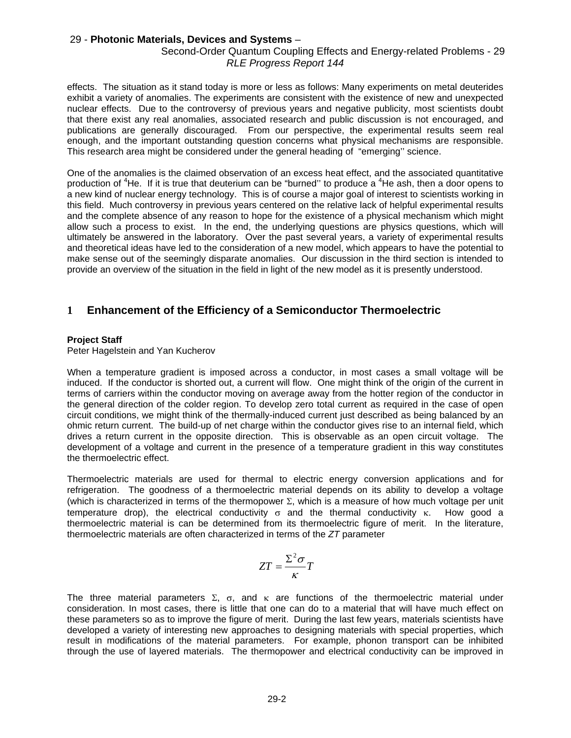effects. The situation as it stand today is more or less as follows: Many experiments on metal deuterides exhibit a variety of anomalies. The experiments are consistent with the existence of new and unexpected nuclear effects. Due to the controversy of previous years and negative publicity, most scientists doubt that there exist any real anomalies, associated research and public discussion is not encouraged, and publications are generally discouraged. From our perspective, the experimental results seem real enough, and the important outstanding question concerns what physical mechanisms are responsible. This research area might be considered under the general heading of "emerging'' science.

One of the anomalies is the claimed observation of an excess heat effect, and the associated quantitative production of $^4He$. If it is true that deuterium can be "burned'' to produce a $^4He$ ash, then a door opens to a new kind of nuclear energy technology. This is of course a major goal of interest to scientists working in this field. Much controversy in previous years centered on the relative lack of helpful experimental results and the complete absence of any reason to hope for the existence of a physical mechanism which might allow such a process to exist. In the end, the underlying questions are physics questions, which will ultimately be answered in the laboratory. Over the past several years, a variety of experimental results and theoretical ideas have led to the consideration of a new model, which appears to have the potential to make sense out of the seemingly disparate anomalies. Our discussion in the third section is intended to provide an overview of the situation in the field in light of the new model as it is presently understood.

## 1 Enhancement of the Efficiency of a Semiconductor Thermoelectric

**Project Staff**

Peter Hagelstein and Yan Kucherov

When a temperature gradient is imposed across a conductor, in most cases a small voltage will be induced. If the conductor is shorted out, a current will flow. One might think of the origin of the current in terms of carriers within the conductor moving on average away from the hotter region of the conductor in the general direction of the colder region. To develop zero total current as required in the case of open circuit conditions, we might think of the thermally-induced current just described as being balanced by an ohmic return current. The build-up of net charge within the conductor gives rise to an internal field, which drives a return current in the opposite direction. This is observable as an open circuit voltage. The development of a voltage and current in the presence of a temperature gradient in this way constitutes the thermoelectric effect.

Thermoelectric materials are used for thermal to electric energy conversion applications and for refrigeration. The goodness of a thermoelectric material depends on its ability to develop a voltage (which is characterized in terms of the thermopower $\Sigma$, which is a measure of how much voltage per unit temperature drop), the electrical conductivity $\sigma$ and the thermal conductivity $\kappa$. How good a thermoelectric material is can be determined from its thermoelectric figure of merit. In the literature, thermoelectric materials are often characterized in terms of the *ZT* parameter

$$ZT = \frac{\Sigma^2 \sigma}{\kappa} T$$

The three material parameters $\Sigma$, $\sigma$, and $\kappa$ are functions of the thermoelectric material under consideration. In most cases, there is little that one can do to a material that will have much effect on these parameters so as to improve the figure of merit. During the last few years, materials scientists have developed a variety of interesting new approaches to designing materials with special properties, which result in modifications of the material parameters. For example, phonon transport can be inhibited through the use of layered materials. The thermopower and electrical conductivity can be improved in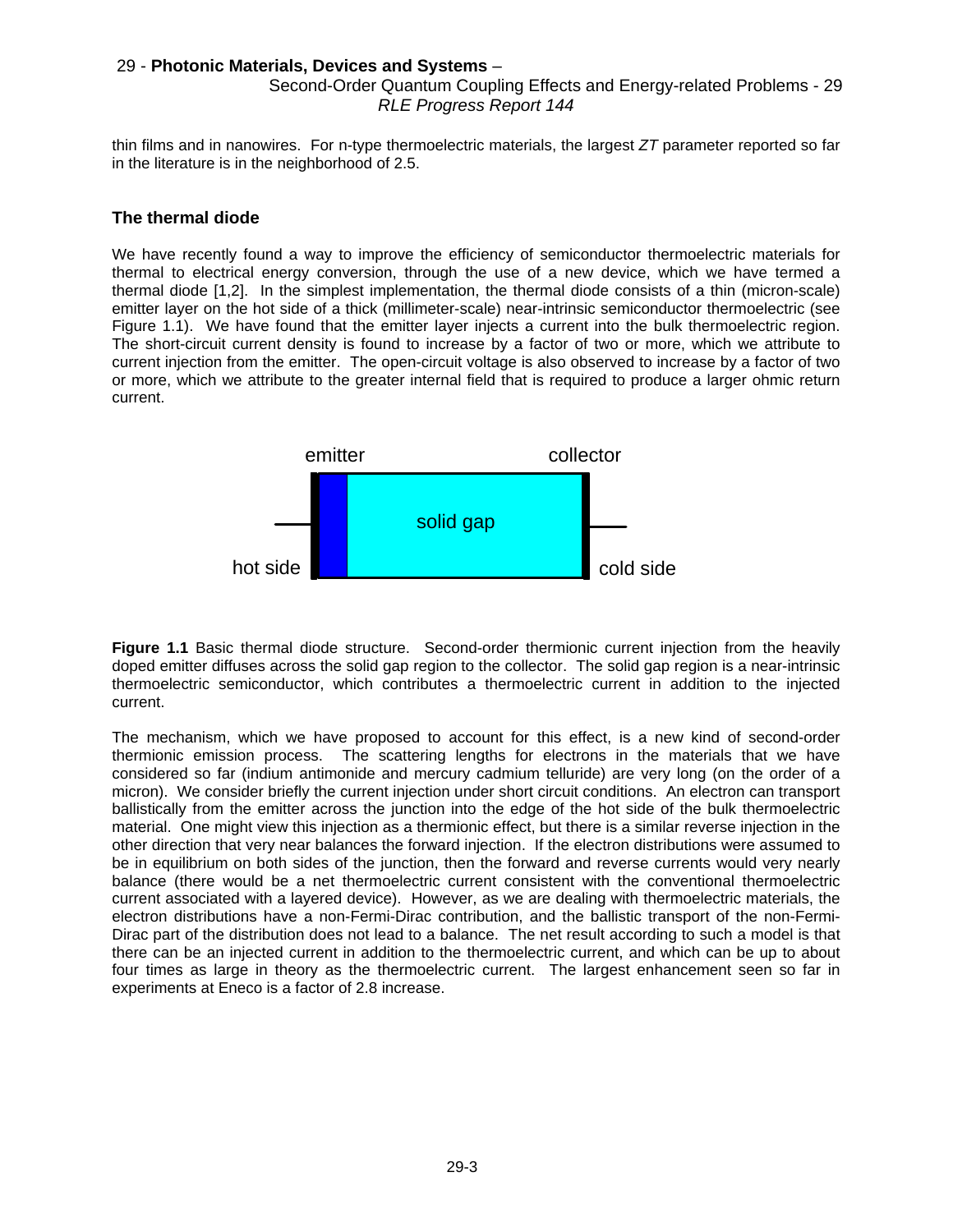thin films and in nanowires. For n-type thermoelectric materials, the largest *ZT* parameter reported so far in the literature is in the neighborhood of 2.5.

### The thermal diode

We have recently found a way to improve the efficiency of semiconductor thermoelectric materials for thermal to electrical energy conversion, through the use of a new device, which we have termed a thermal diode [1,2]. In the simplest implementation, the thermal diode consists of a thin (micron-scale) emitter layer on the hot side of a thick (millimeter-scale) near-intrinsic semiconductor thermoelectric (see Figure 1.1). We have found that the emitter layer injects a current into the bulk thermoelectric region. The short-circuit current density is found to increase by a factor of two or more, which we attribute to current injection from the emitter. The open-circuit voltage is also observed to increase by a factor of two or more, which we attribute to the greater internal field that is required to produce a larger ohmic return current.

emitter

collector

solid gap

hot side

cold side

**Figure 1.1** Basic thermal diode structure. Second-order thermionic current injection from the heavily doped emitter diffuses across the solid gap region to the collector. The solid gap region is a near-intrinsic thermoelectric semiconductor, which contributes a thermoelectric current in addition to the injected current.

The mechanism, which we have proposed to account for this effect, is a new kind of second-order thermionic emission process. The scattering lengths for electrons in the materials that we have considered so far (indium antimonide and mercury cadmium telluride) are very long (on the order of a micron). We consider briefly the current injection under short circuit conditions. An electron can transport ballistically from the emitter across the junction into the edge of the hot side of the bulk thermoelectric material. One might view this injection as a thermionic effect, but there is a similar reverse injection in the other direction that very near balances the forward injection. If the electron distributions were assumed to be in equilibrium on both sides of the junction, then the forward and reverse currents would very nearly balance (there would be a net thermoelectric current consistent with the conventional thermoelectric current associated with a layered device). However, as we are dealing with thermoelectric materials, the electron distributions have a non-Fermi-Dirac contribution, and the ballistic transport of the non-Fermi-Dirac part of the distribution does not lead to a balance. The net result according to such a model is that there can be an injected current in addition to the thermoelectric current, and which can be up to about four times as large in theory as the thermoelectric current. The largest enhancement seen so far in experiments at Eneco is a factor of 2.8 increase.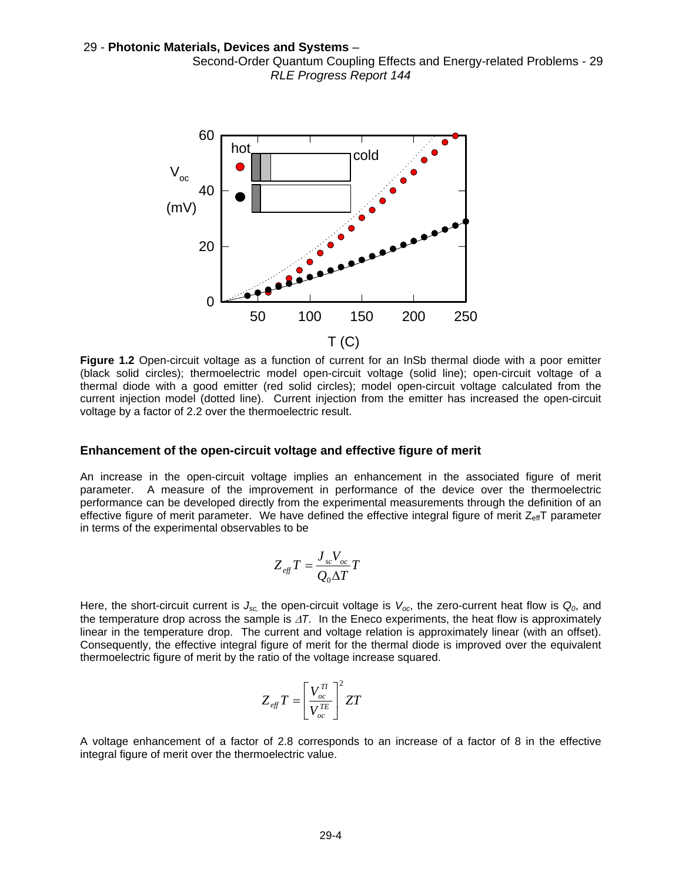60

hot

cold

$V_{oc}$

40

(mV)

20

0

50 100 150 200 250

T (C)

**Figure 1.2** Open-circuit voltage as a function of current for an InSb thermal diode with a poor emitter (black solid circles); thermoelectric model open-circuit voltage (solid line); open-circuit voltage of a thermal diode with a good emitter (red solid circles); model open-circuit voltage calculated from the current injection model (dotted line). Current injection from the emitter has increased the open-circuit voltage by a factor of 2.2 over the thermoelectric result.

### Enhancement of the open-circuit voltage and effective figure of merit

An increase in the open-circuit voltage implies an enhancement in the associated figure of merit parameter. A measure of the improvement in performance of the device over the thermoelectric performance can be developed directly from the experimental measurements through the definition of an effective figure of merit parameter. We have defined the effective integral figure of merit $Z_{eff}T$ parameter in terms of the experimental observables to be

$$Z_{eff}T = \frac{J_{sc}V_{oc}}{Q_0 \Delta T}T$$

Here, the short-circuit current is $J_{sc}$, the open-circuit voltage is $V_{oc}$, the zero-current heat flow is $Q_0$, and the temperature drop across the sample is $\Delta T$. In the Eneco experiments, the heat flow is approximately linear in the temperature drop. The current and voltage relation is approximately linear (with an offset). Consequently, the effective integral figure of merit for the thermal diode is improved over the equivalent thermoelectric figure of merit by the ratio of the voltage increase squared.

$$Z_{eff}T = \left[\frac{V_{oc}^{TI}}{V_{oc}^{TE}}\right]^2 ZT$$

A voltage enhancement of a factor of 2.8 corresponds to an increase of a factor of 8 in the effective integral figure of merit over the thermoelectric value.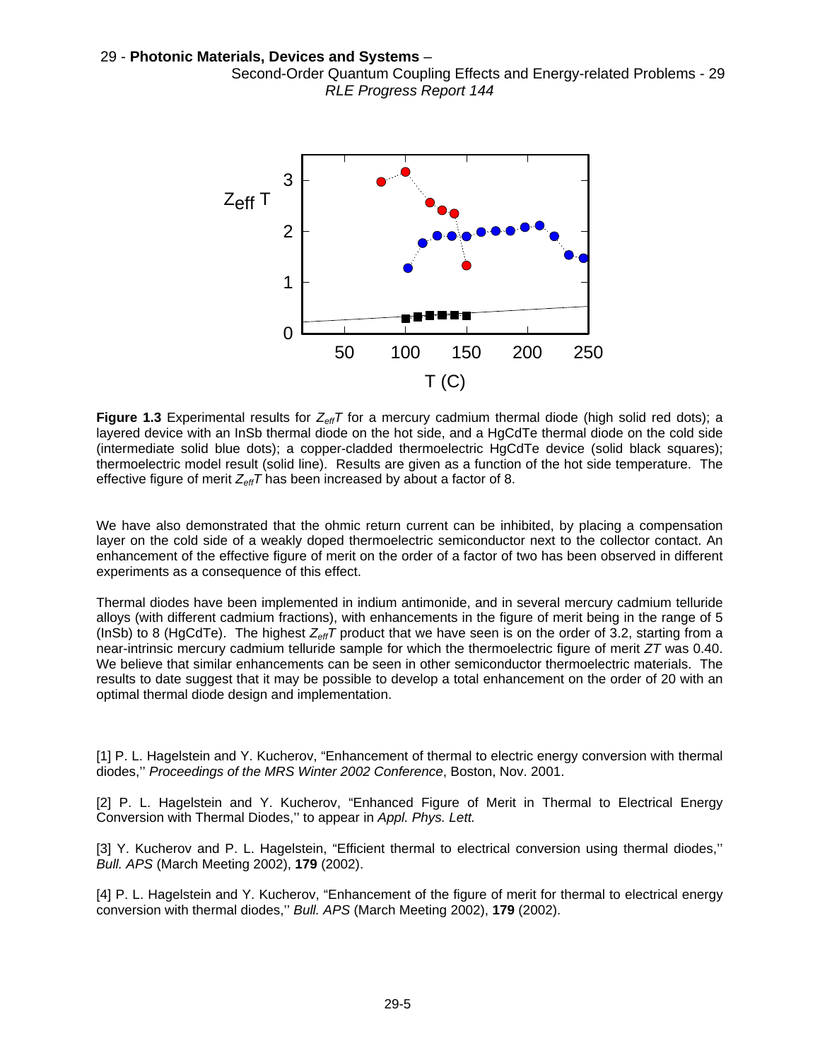$Z_{eff}$ T

3

2

1

0

50

100

150

200

250

T (C)

**Figure 1.3** Experimental results for $Z_{eff}T$ for a mercury cadmium thermal diode (high solid red dots); a layered device with an InSb thermal diode on the hot side, and a HgCdTe thermal diode on the cold side (intermediate solid blue dots); a copper-cladded thermoelectric HgCdTe device (solid black squares); thermoelectric model result (solid line). Results are given as a function of the hot side temperature. The effective figure of merit $Z_{eff}T$ has been increased by about a factor of 8.

We have also demonstrated that the ohmic return current can be inhibited, by placing a compensation layer on the cold side of a weakly doped thermoelectric semiconductor next to the collector contact. An enhancement of the effective figure of merit on the order of a factor of two has been observed in different experiments as a consequence of this effect.

Thermal diodes have been implemented in indium antimonide, and in several mercury cadmium telluride alloys (with different cadmium fractions), with enhancements in the figure of merit being in the range of 5 (InSb) to 8 (HgCdTe). The highest $Z_{eff}T$ product that we have seen is on the order of 3.2, starting from a near-intrinsic mercury cadmium telluride sample for which the thermoelectric figure of merit $ZT$ was 0.40. We believe that similar enhancements can be seen in other semiconductor thermoelectric materials. The results to date suggest that it may be possible to develop a total enhancement on the order of 20 with an optimal thermal diode design and implementation.

[1] P. L. Hagelstein and Y. Kucherov, "Enhancement of thermal to electric energy conversion with thermal diodes,'' *Proceedings of the MRS Winter 2002 Conference*, Boston, Nov. 2001.

[2] P. L. Hagelstein and Y. Kucherov, "Enhanced Figure of Merit in Thermal to Electrical Energy Conversion with Thermal Diodes,'' to appear in *Appl. Phys. Lett.*

[3] Y. Kucherov and P. L. Hagelstein, "Efficient thermal to electrical conversion using thermal diodes,'' *Bull. APS* (March Meeting 2002), **179** (2002).

[4] P. L. Hagelstein and Y. Kucherov, "Enhancement of the figure of merit for thermal to electrical energy conversion with thermal diodes,'' *Bull. APS* (March Meeting 2002), **179** (2002).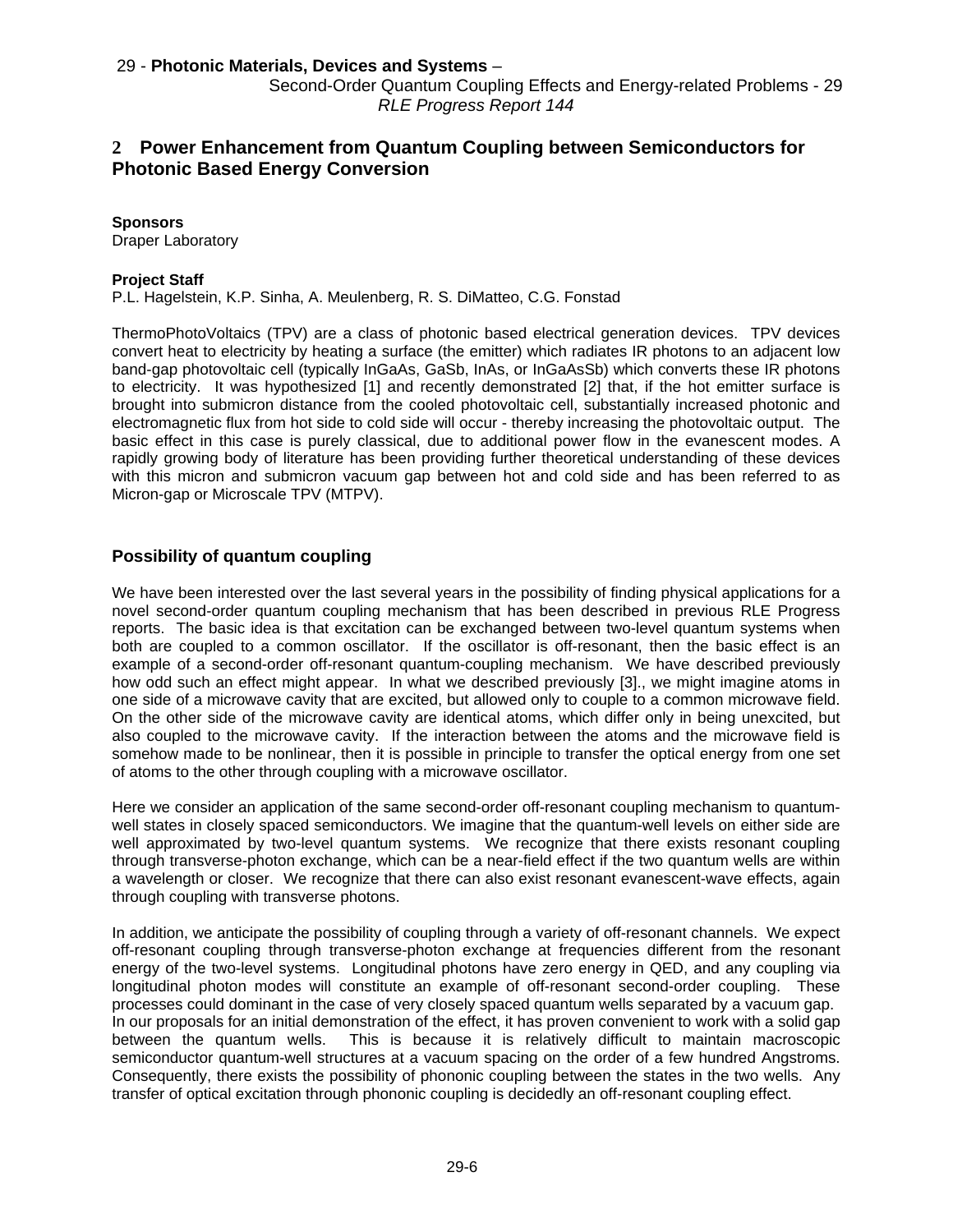## 2 Power Enhancement from Quantum Coupling between Semiconductors for Photonic Based Energy Conversion

**Sponsors**
Draper Laboratory

**Project Staff**
P.L. Hagelstein, K.P. Sinha, A. Meulenberg, R. S. DiMatteo, C.G. Fonstad

ThermoPhotoVoltaics (TPV) are a class of photonic based electrical generation devices. TPV devices convert heat to electricity by heating a surface (the emitter) which radiates IR photons to an adjacent low band-gap photovoltaic cell (typically InGaAs, GaSb, InAs, or InGaAsSb) which converts these IR photons to electricity. It was hypothesized [1] and recently demonstrated [2] that, if the hot emitter surface is brought into submicron distance from the cooled photovoltaic cell, substantially increased photonic and electromagnetic flux from hot side to cold side will occur - thereby increasing the photovoltaic output. The basic effect in this case is purely classical, due to additional power flow in the evanescent modes. A rapidly growing body of literature has been providing further theoretical understanding of these devices with this micron and submicron vacuum gap between hot and cold side and has been referred to as Micron-gap or Microscale TPV (MTPV).

### Possibility of quantum coupling

We have been interested over the last several years in the possibility of finding physical applications for a novel second-order quantum coupling mechanism that has been described in previous RLE Progress reports. The basic idea is that excitation can be exchanged between two-level quantum systems when both are coupled to a common oscillator. If the oscillator is off-resonant, then the basic effect is an example of a second-order off-resonant quantum-coupling mechanism. We have described previously how odd such an effect might appear. In what we described previously [3]., we might imagine atoms in one side of a microwave cavity that are excited, but allowed only to couple to a common microwave field. On the other side of the microwave cavity are identical atoms, which differ only in being unexcited, but also coupled to the microwave cavity. If the interaction between the atoms and the microwave field is somehow made to be nonlinear, then it is possible in principle to transfer the optical energy from one set of atoms to the other through coupling with a microwave oscillator.

Here we consider an application of the same second-order off-resonant coupling mechanism to quantum-well states in closely spaced semiconductors. We imagine that the quantum-well levels on either side are well approximated by two-level quantum systems. We recognize that there exists resonant coupling through transverse-photon exchange, which can be a near-field effect if the two quantum wells are within a wavelength or closer. We recognize that there can also exist resonant evanescent-wave effects, again through coupling with transverse photons.

In addition, we anticipate the possibility of coupling through a variety of off-resonant channels. We expect off-resonant coupling through transverse-photon exchange at frequencies different from the resonant energy of the two-level systems. Longitudinal photons have zero energy in QED, and any coupling via longitudinal photon modes will constitute an example of off-resonant second-order coupling. These processes could dominant in the case of very closely spaced quantum wells separated by a vacuum gap. In our proposals for an initial demonstration of the effect, it has proven convenient to work with a solid gap between the quantum wells. This is because it is relatively difficult to maintain macroscopic semiconductor quantum-well structures at a vacuum spacing on the order of a few hundred Angstroms. Consequently, there exists the possibility of phononic coupling between the states in the two wells. Any transfer of optical excitation through phononic coupling is decidedly an off-resonant coupling effect.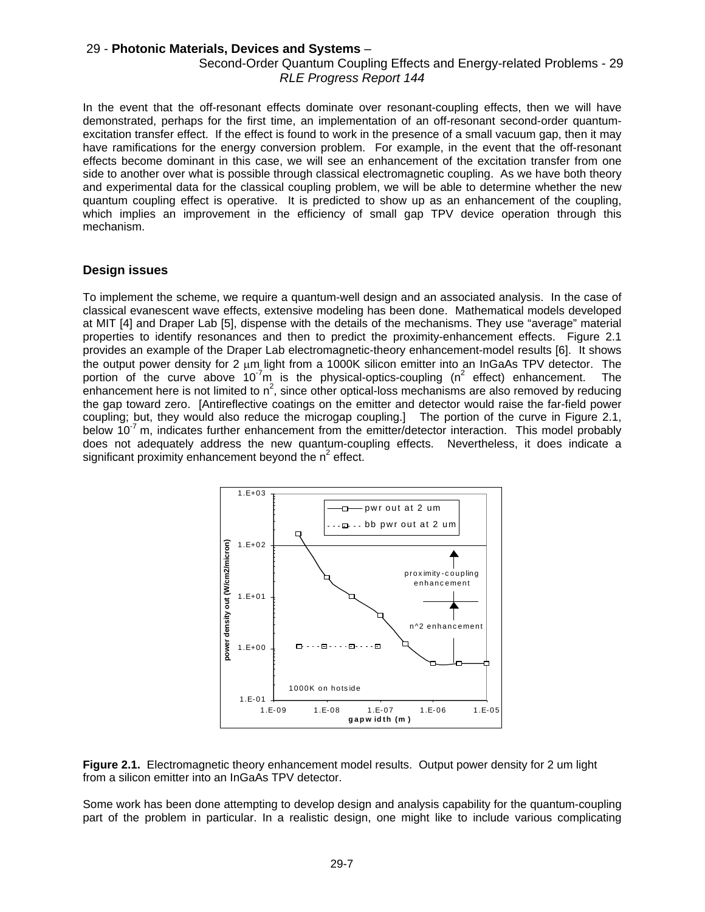In the event that the off-resonant effects dominate over resonant-coupling effects, then we will have demonstrated, perhaps for the first time, an implementation of an off-resonant second-order quantum-excitation transfer effect. If the effect is found to work in the presence of a small vacuum gap, then it may have ramifications for the energy conversion problem. For example, in the event that the off-resonant effects become dominant in this case, we will see an enhancement of the excitation transfer from one side to another over what is possible through classical electromagnetic coupling. As we have both theory and experimental data for the classical coupling problem, we will be able to determine whether the new quantum coupling effect is operative. It is predicted to show up as an enhancement of the coupling, which implies an improvement in the efficiency of small gap TPV device operation through this mechanism.

## Design issues

To implement the scheme, we require a quantum-well design and an associated analysis. In the case of classical evanescent wave effects, extensive modeling has been done. Mathematical models developed at MIT [4] and Draper Lab [5], dispense with the details of the mechanisms. They use "average" material properties to identify resonances and then to predict the proximity-enhancement effects. Figure 2.1 provides an example of the Draper Lab electromagnetic-theory enhancement-model results [6]. It shows the output power density for 2 μm light from a 1000K silicon emitter into an InGaAs TPV detector. The portion of the curve above $10^{-7}$m is the physical-optics-coupling ($n^2$ effect) enhancement. The enhancement here is not limited to $n^2$, since other optical-loss mechanisms are also removed by reducing the gap toward zero. [Antireflective coatings on the emitter and detector would raise the far-field power coupling; but, they would also reduce the microgap coupling.] The portion of the curve in Figure 2.1, below $10^{-7}$ m, indicates further enhancement from the emitter/detector interaction. This model probably does not adequately address the new quantum-coupling effects. Nevertheless, it does indicate a significant proximity enhancement beyond the $n^2$ effect.

power density out (W/cm2/micron)
1.E+03
1.E+02
1.E+01
1.E+00
1.E-01
pwr out at 2 um
bb pwr out at 2 um
proximity-coupling enhancement
n^2 enhancement
1000K on hotside
1.E-09 1.E-08 1.E-07 1.E-06 1.E-05
gapwidth (m)

**Figure 2.1.** Electromagnetic theory enhancement model results. Output power density for 2 um light from a silicon emitter into an InGaAs TPV detector.

Some work has been done attempting to develop design and analysis capability for the quantum-coupling part of the problem in particular. In a realistic design, one might like to include various complicating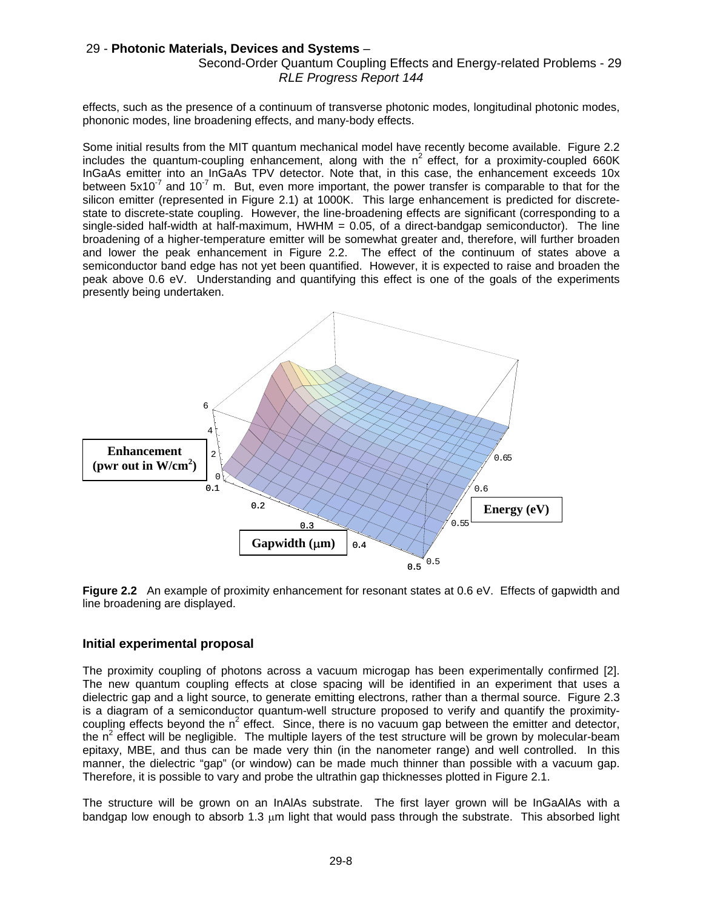effects, such as the presence of a continuum of transverse photonic modes, longitudinal photonic modes, phononic modes, line broadening effects, and many-body effects.

Some initial results from the MIT quantum mechanical model have recently become available. Figure 2.2 includes the quantum-coupling enhancement, along with the $n^2$ effect, for a proximity-coupled 660K InGaAs emitter into an InGaAs TPV detector. Note that, in this case, the enhancement exceeds 10x between $5x10^{-7}$ and $10^{-7}$ m. But, even more important, the power transfer is comparable to that for the silicon emitter (represented in Figure 2.1) at 1000K. This large enhancement is predicted for discrete-state to discrete-state coupling. However, the line-broadening effects are significant (corresponding to a single-sided half-width at half-maximum, HWHM = 0.05, of a direct-bandgap semiconductor). The line broadening of a higher-temperature emitter will be somewhat greater and, therefore, will further broaden and lower the peak enhancement in Figure 2.2. The effect of the continuum of states above a semiconductor band edge has not yet been quantified. However, it is expected to raise and broaden the peak above 0.6 eV. Understanding and quantifying this effect is one of the goals of the experiments presently being undertaken.

Enhancement (pwr out in W/cm$^2$)

0
2
4
6

Gapwidth (μm)

0.1
0.2
0.3
0.4
0.5

Energy (eV)

0.5
0.55
0.6
0.65

**Figure 2.2** An example of proximity enhancement for resonant states at 0.6 eV. Effects of gapwidth and line broadening are displayed.

### Initial experimental proposal

The proximity coupling of photons across a vacuum microgap has been experimentally confirmed [2]. The new quantum coupling effects at close spacing will be identified in an experiment that uses a dielectric gap and a light source, to generate emitting electrons, rather than a thermal source. Figure 2.3 is a diagram of a semiconductor quantum-well structure proposed to verify and quantify the proximity-coupling effects beyond the $n^2$ effect. Since, there is no vacuum gap between the emitter and detector, the $n^2$ effect will be negligible. The multiple layers of the test structure will be grown by molecular-beam epitaxy, MBE, and thus can be made very thin (in the nanometer range) and well controlled. In this manner, the dielectric "gap" (or window) can be made much thinner than possible with a vacuum gap. Therefore, it is possible to vary and probe the ultrathin gap thicknesses plotted in Figure 2.1.

The structure will be grown on an InAlAs substrate. The first layer grown will be InGaAlAs with a bandgap low enough to absorb 1.3 μm light that would pass through the substrate. This absorbed light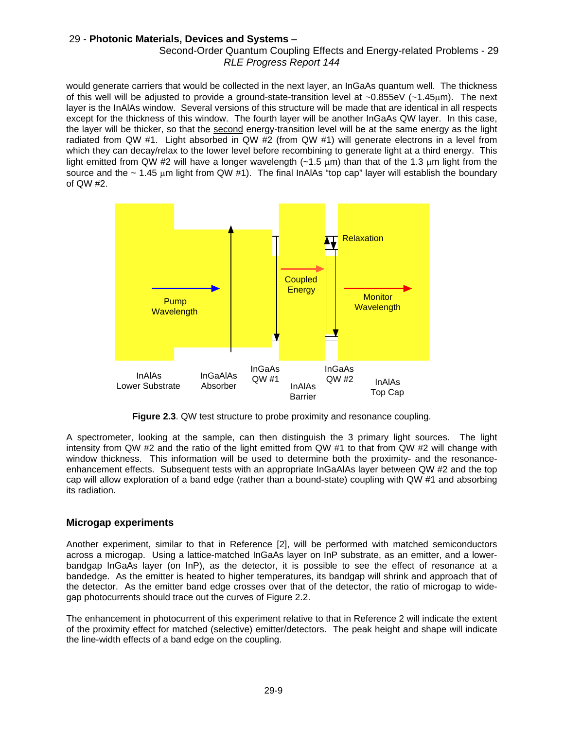would generate carriers that would be collected in the next layer, an InGaAs quantum well. The thickness of this well will be adjusted to provide a ground-state-transition level at ~0.855eV (~1.45μm). The next layer is the InAlAs window. Several versions of this structure will be made that are identical in all respects except for the thickness of this window. The fourth layer will be another InGaAs QW layer. In this case, the layer will be thicker, so that the second energy-transition level will be at the same energy as the light radiated from QW #1. Light absorbed in QW #2 (from QW #1) will generate electrons in a level from which they can decay/relax to the lower level before recombining to generate light at a third energy. This light emitted from QW #2 will have a longer wavelength (~1.5 μm) than that of the 1.3 μm light from the source and the ~ 1.45 μm light from QW #1). The final InAlAs "top cap" layer will establish the boundary of QW #2.

Relaxation

Coupled Energy

Pump Wavelength

Monitor Wavelength

InAlAs Lower Substrate

InGaAlAs Absorber

InGaAs QW #1

InAlAs Barrier

InGaAs QW #2

InAlAs Top Cap

**Figure 2.3**. QW test structure to probe proximity and resonance coupling.

A spectrometer, looking at the sample, can then distinguish the 3 primary light sources. The light intensity from QW #2 and the ratio of the light emitted from QW #1 to that from QW #2 will change with window thickness. This information will be used to determine both the proximity- and the resonance-enhancement effects. Subsequent tests with an appropriate InGaAlAs layer between QW #2 and the top cap will allow exploration of a band edge (rather than a bound-state) coupling with QW #1 and absorbing its radiation.

## Microgap experiments

Another experiment, similar to that in Reference [2], will be performed with matched semiconductors across a microgap. Using a lattice-matched InGaAs layer on InP substrate, as an emitter, and a lower-bandgap InGaAs layer (on InP), as the detector, it is possible to see the effect of resonance at a bandedge. As the emitter is heated to higher temperatures, its bandgap will shrink and approach that of the detector. As the emitter band edge crosses over that of the detector, the ratio of microgap to wide-gap photocurrents should trace out the curves of Figure 2.2.

The enhancement in photocurrent of this experiment relative to that in Reference 2 will indicate the extent of the proximity effect for matched (selective) emitter/detectors. The peak height and shape will indicate the line-width effects of a band edge on the coupling.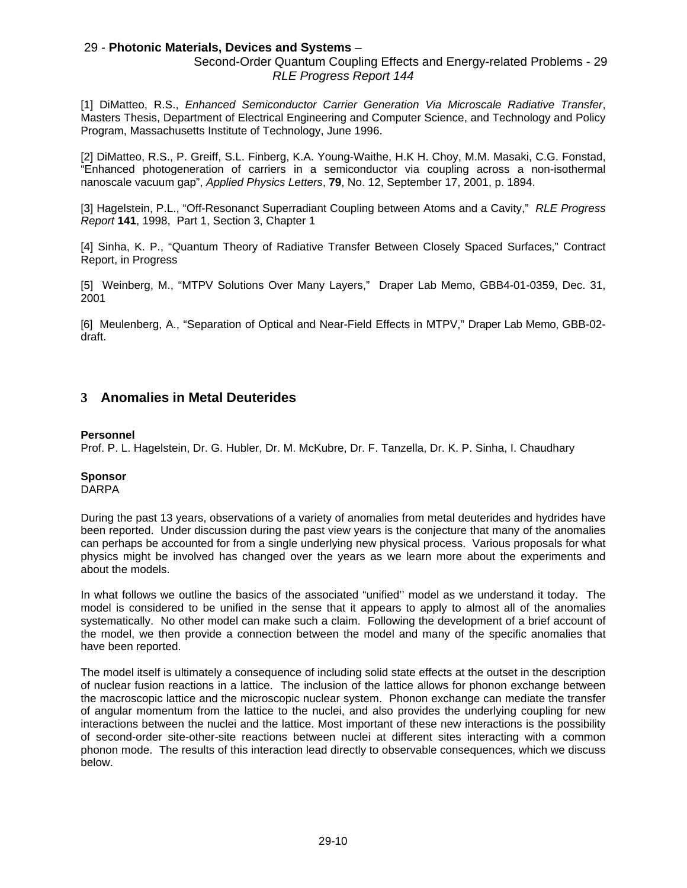[1] DiMatteo, R.S., *Enhanced Semiconductor Carrier Generation Via Microscale Radiative Transfer*, Masters Thesis, Department of Electrical Engineering and Computer Science, and Technology and Policy Program, Massachusetts Institute of Technology, June 1996.

[2] DiMatteo, R.S., P. Greiff, S.L. Finberg, K.A. Young-Waithe, H.K H. Choy, M.M. Masaki, C.G. Fonstad, "Enhanced photogeneration of carriers in a semiconductor via coupling across a non-isothermal nanoscale vacuum gap", *Applied Physics Letters*, **79**, No. 12, September 17, 2001, p. 1894.

[3] Hagelstein, P.L., "Off-Resonanct Superradiant Coupling between Atoms and a Cavity," *RLE Progress Report* **141**, 1998, Part 1, Section 3, Chapter 1

[4] Sinha, K. P., "Quantum Theory of Radiative Transfer Between Closely Spaced Surfaces," Contract Report, in Progress

[5] Weinberg, M., "MTPV Solutions Over Many Layers," Draper Lab Memo, GBB4-01-0359, Dec. 31, 2001

[6] Meulenberg, A., "Separation of Optical and Near-Field Effects in MTPV," Draper Lab Memo, GBB-02-draft.

## 3 Anomalies in Metal Deuterides

**Personnel**
Prof. P. L. Hagelstein, Dr. G. Hubler, Dr. M. McKubre, Dr. F. Tanzella, Dr. K. P. Sinha, I. Chaudhary

**Sponsor**
DARPA

During the past 13 years, observations of a variety of anomalies from metal deuterides and hydrides have been reported. Under discussion during the past view years is the conjecture that many of the anomalies can perhaps be accounted for from a single underlying new physical process. Various proposals for what physics might be involved has changed over the years as we learn more about the experiments and about the models.

In what follows we outline the basics of the associated "unified'' model as we understand it today. The model is considered to be unified in the sense that it appears to apply to almost all of the anomalies systematically. No other model can make such a claim. Following the development of a brief account of the model, we then provide a connection between the model and many of the specific anomalies that have been reported.

The model itself is ultimately a consequence of including solid state effects at the outset in the description of nuclear fusion reactions in a lattice. The inclusion of the lattice allows for phonon exchange between the macroscopic lattice and the microscopic nuclear system. Phonon exchange can mediate the transfer of angular momentum from the lattice to the nuclei, and also provides the underlying coupling for new interactions between the nuclei and the lattice. Most important of these new interactions is the possibility of second-order site-other-site reactions between nuclei at different sites interacting with a common phonon mode. The results of this interaction lead directly to observable consequences, which we discuss below.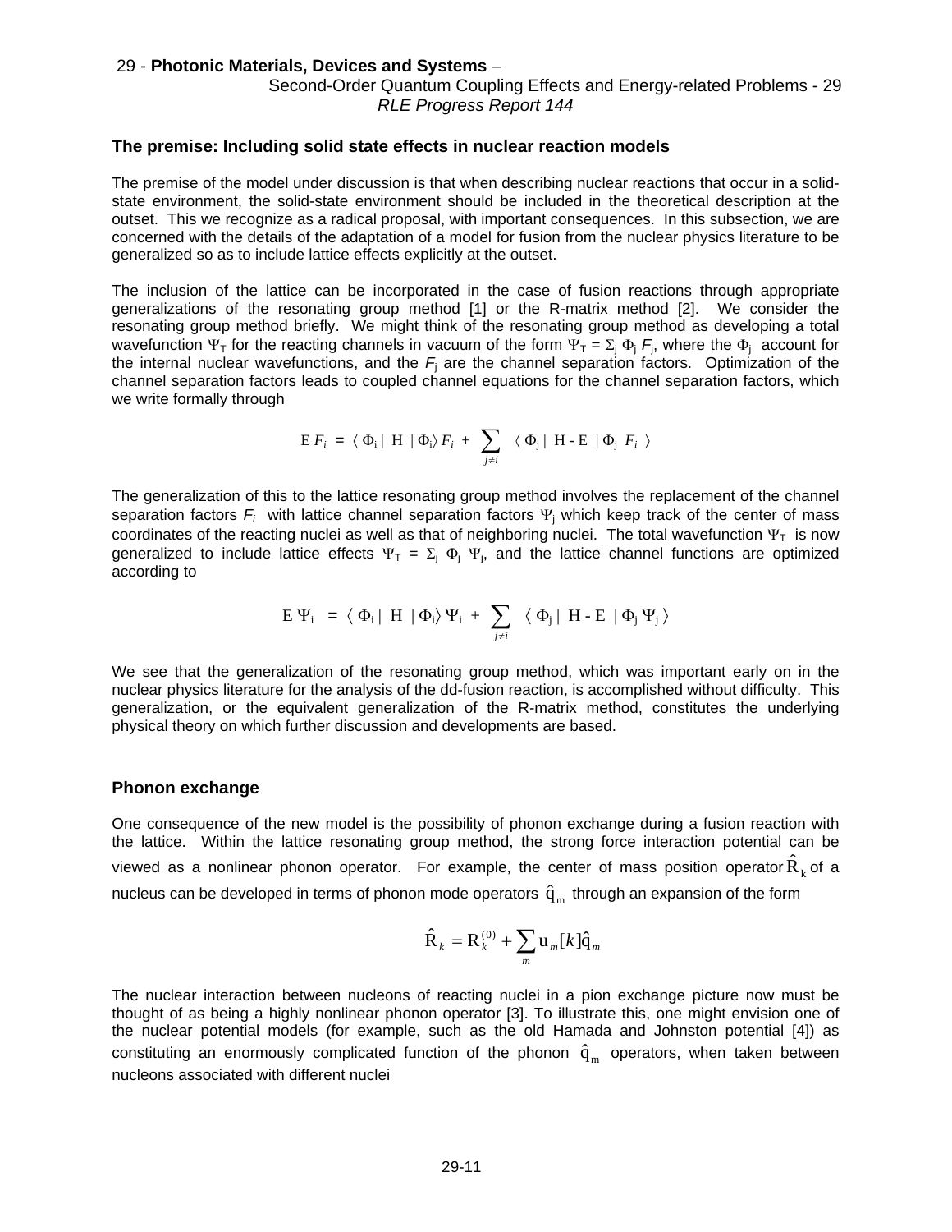## The premise: Including solid state effects in nuclear reaction models

The premise of the model under discussion is that when describing nuclear reactions that occur in a solid-state environment, the solid-state environment should be included in the theoretical description at the outset. This we recognize as a radical proposal, with important consequences. In this subsection, we are concerned with the details of the adaptation of a model for fusion from the nuclear physics literature to be generalized so as to include lattice effects explicitly at the outset.

The inclusion of the lattice can be incorporated in the case of fusion reactions through appropriate generalizations of the resonating group method [1] or the R-matrix method [2]. We consider the resonating group method briefly. We might think of the resonating group method as developing a total wavefunction $\Psi_T$ for the reacting channels in vacuum of the form $\Psi_T = \Sigma_j \Phi_j F_j$, where the $\Phi_j$ account for the internal nuclear wavefunctions, and the $F_j$ are the channel separation factors. Optimization of the channel separation factors leads to coupled channel equations for the channel separation factors, which we write formally through

$$E F_i = \langle \Phi_i | H | \Phi_i \rangle F_i + \sum_{j \neq i} \langle \Phi_j | H - E | \Phi_j F_i \rangle$$

The generalization of this to the lattice resonating group method involves the replacement of the channel separation factors $F_i$ with lattice channel separation factors $\Psi_j$ which keep track of the center of mass coordinates of the reacting nuclei as well as that of neighboring nuclei. The total wavefunction $\Psi_T$ is now generalized to include lattice effects $\Psi_T = \Sigma_j \Phi_j \Psi_j$, and the lattice channel functions are optimized according to

$$E \Psi_i = \langle \Phi_i | H | \Phi_i \rangle \Psi_i + \sum_{j \neq i} \langle \Phi_j | H - E | \Phi_j \Psi_j \rangle$$

We see that the generalization of the resonating group method, which was important early on in the nuclear physics literature for the analysis of the dd-fusion reaction, is accomplished without difficulty. This generalization, or the equivalent generalization of the R-matrix method, constitutes the underlying physical theory on which further discussion and developments are based.

## Phonon exchange

One consequence of the new model is the possibility of phonon exchange during a fusion reaction with the lattice. Within the lattice resonating group method, the strong force interaction potential can be viewed as a nonlinear phonon operator. For example, the center of mass position operator $\hat{R}_k$ of a nucleus can be developed in terms of phonon mode operators $\hat{q}_m$ through an expansion of the form

$$\hat{R}_k = R_k^{(0)} + \sum_m u_m[k] \hat{q}_m$$

The nuclear interaction between nucleons of reacting nuclei in a pion exchange picture now must be thought of as being a highly nonlinear phonon operator [3]. To illustrate this, one might envision one of the nuclear potential models (for example, such as the old Hamada and Johnston potential [4]) as constituting an enormously complicated function of the phonon $\hat{q}_m$ operators, when taken between nucleons associated with different nuclei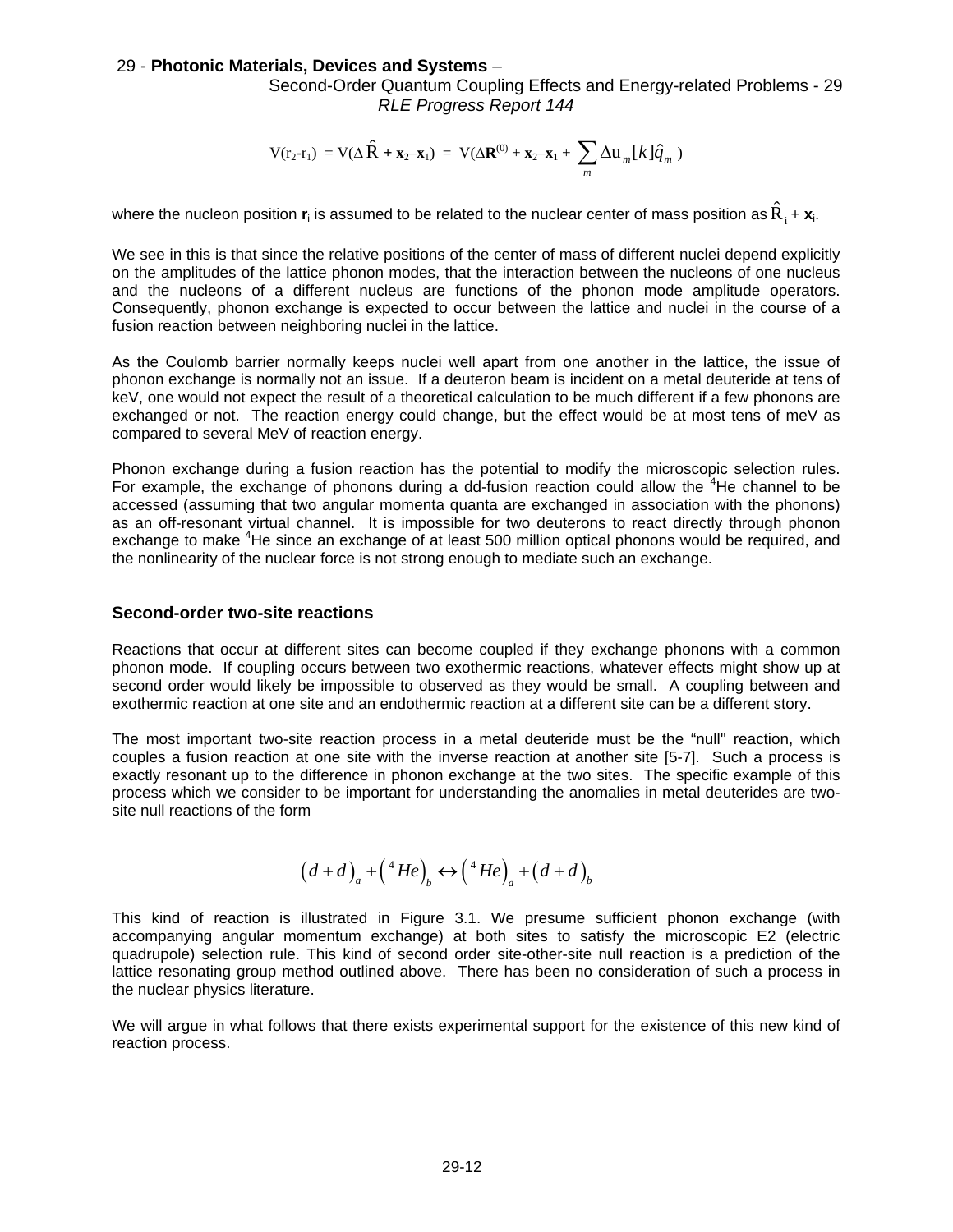$$V(\mathbf{r}_2-\mathbf{r}_1) = V(\Delta\hat{R} + \mathbf{x}_2-\mathbf{x}_1) = V(\Delta\mathbf{R}^{(0)} + \mathbf{x}_2-\mathbf{x}_1 + \sum_m \Delta u_m[k]\hat{q}_m)$$

where the nucleon position $\mathbf{r}_i$ is assumed to be related to the nuclear center of mass position as $\hat{R}_i + \mathbf{x}_i$.

We see in this is that since the relative positions of the center of mass of different nuclei depend explicitly on the amplitudes of the lattice phonon modes, that the interaction between the nucleons of one nucleus and the nucleons of a different nucleus are functions of the phonon mode amplitude operators. Consequently, phonon exchange is expected to occur between the lattice and nuclei in the course of a fusion reaction between neighboring nuclei in the lattice.

As the Coulomb barrier normally keeps nuclei well apart from one another in the lattice, the issue of phonon exchange is normally not an issue. If a deuteron beam is incident on a metal deuteride at tens of keV, one would not expect the result of a theoretical calculation to be much different if a few phonons are exchanged or not. The reaction energy could change, but the effect would be at most tens of meV as compared to several MeV of reaction energy.

Phonon exchange during a fusion reaction has the potential to modify the microscopic selection rules. For example, the exchange of phonons during a dd-fusion reaction could allow the $^4$He channel to be accessed (assuming that two angular momenta quanta are exchanged in association with the phonons) as an off-resonant virtual channel. It is impossible for two deuterons to react directly through phonon exchange to make $^4$He since an exchange of at least 500 million optical phonons would be required, and the nonlinearity of the nuclear force is not strong enough to mediate such an exchange.

### Second-order two-site reactions

Reactions that occur at different sites can become coupled if they exchange phonons with a common phonon mode. If coupling occurs between two exothermic reactions, whatever effects might show up at second order would likely be impossible to observed as they would be small. A coupling between and exothermic reaction at one site and an endothermic reaction at a different site can be a different story.

The most important two-site reaction process in a metal deuteride must be the "null" reaction, which couples a fusion reaction at one site with the inverse reaction at another site [5-7]. Such a process is exactly resonant up to the difference in phonon exchange at the two sites. The specific example of this process which we consider to be important for understanding the anomalies in metal deuterides are two-site null reactions of the form

$$\left(d+d\right)_a + \left({}^4He\right)_b \leftrightarrow \left({}^4He\right)_a + \left(d+d\right)_b$$

This kind of reaction is illustrated in Figure 3.1. We presume sufficient phonon exchange (with accompanying angular momentum exchange) at both sites to satisfy the microscopic E2 (electric quadrupole) selection rule. This kind of second order site-other-site null reaction is a prediction of the lattice resonating group method outlined above. There has been no consideration of such a process in the nuclear physics literature.

We will argue in what follows that there exists experimental support for the existence of this new kind of reaction process.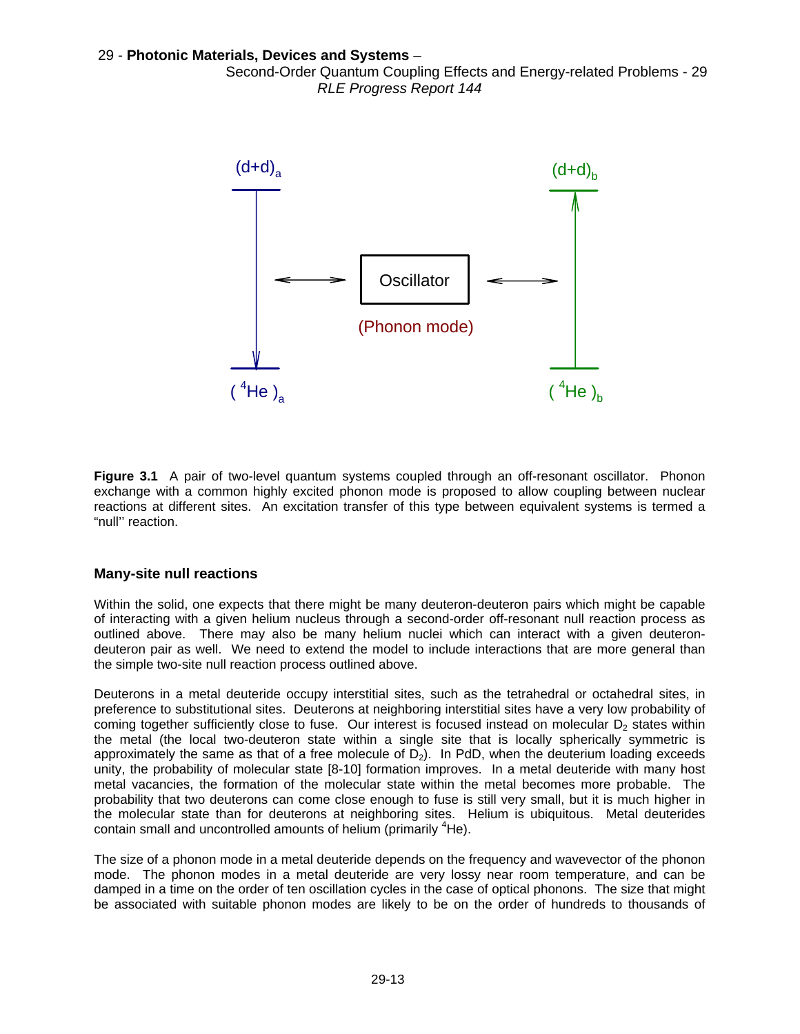(d+d)$_a$

(d+d)$_b$

Oscillator

(Phonon mode)

( $^4$He )$_a$

( $^4$He )$_b$

**Figure 3.1** A pair of two-level quantum systems coupled through an off-resonant oscillator. Phonon exchange with a common highly excited phonon mode is proposed to allow coupling between nuclear reactions at different sites. An excitation transfer of this type between equivalent systems is termed a "null'' reaction.

### Many-site null reactions

Within the solid, one expects that there might be many deuteron-deuteron pairs which might be capable of interacting with a given helium nucleus through a second-order off-resonant null reaction process as outlined above. There may also be many helium nuclei which can interact with a given deuteron-deuteron pair as well. We need to extend the model to include interactions that are more general than the simple two-site null reaction process outlined above.

Deuterons in a metal deuteride occupy interstitial sites, such as the tetrahedral or octahedral sites, in preference to substitutional sites. Deuterons at neighboring interstitial sites have a very low probability of coming together sufficiently close to fuse. Our interest is focused instead on molecular $D_2$ states within the metal (the local two-deuteron state within a single site that is locally spherically symmetric is approximately the same as that of a free molecule of $D_2$). In PdD, when the deuterium loading exceeds unity, the probability of molecular state [8-10] formation improves. In a metal deuteride with many host metal vacancies, the formation of the molecular state within the metal becomes more probable. The probability that two deuterons can come close enough to fuse is still very small, but it is much higher in the molecular state than for deuterons at neighboring sites. Helium is ubiquitous. Metal deuterides contain small and uncontrolled amounts of helium (primarily $^4$He).

The size of a phonon mode in a metal deuteride depends on the frequency and wavevector of the phonon mode. The phonon modes in a metal deuteride are very lossy near room temperature, and can be damped in a time on the order of ten oscillation cycles in the case of optical phonons. The size that might be associated with suitable phonon modes are likely to be on the order of hundreds to thousands of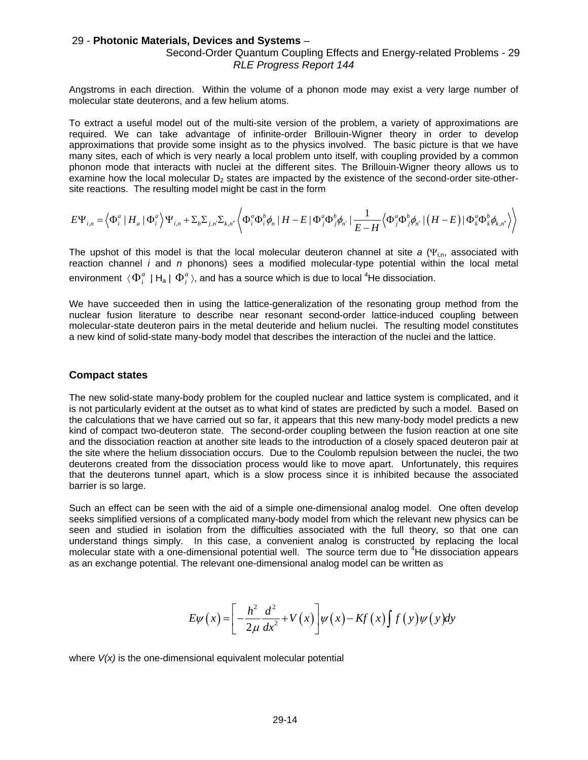Angstroms in each direction. Within the volume of a phonon mode may exist a very large number of molecular state deuterons, and a few helium atoms.

To extract a useful model out of the multi-site version of the problem, a variety of approximations are required. We can take advantage of infinite-order Brillouin-Wigner theory in order to develop approximations that provide some insight as to the physics involved. The basic picture is that we have many sites, each of which is very nearly a local problem unto itself, with coupling provided by a common phonon mode that interacts with nuclei at the different sites. The Brillouin-Wigner theory allows us to examine how the local molecular $D_2$ states are impacted by the existence of the second-order site-other-site reactions. The resulting model might be cast in the form

$$E\Psi_{i,n} = \left\langle \Phi_i^a \,|\, H_a \,|\, \Phi_i^a \right\rangle \Psi_{i,n} + \Sigma_b \Sigma_{j,n'} \Sigma_{k,n''} \left\langle \Phi_i^a \Phi_i^b \phi_n \,|\, H - E \,|\, \Phi_j^a \Phi_j^b \phi_{n'} \,|\, \frac{1}{E-H} \left\langle \Phi_j^a \Phi_j^b \phi_{n'} \,|\, (H-E) \,|\, \Phi_k^a \Phi_k^b \phi_{k,n''} \right\rangle \right\rangle$$

The upshot of this model is that the local molecular deuteron channel at site *a* ($\Psi_{i,n}$, associated with reaction channel *i* and *n* phonons) sees a modified molecular-type potential within the local metal environment $\langle \Phi_i^a \,|\, H_a \,|\, \Phi_i^a \rangle$, and has a source which is due to local $^4$He dissociation.

We have succeeded then in using the lattice-generalization of the resonating group method from the nuclear fusion literature to describe near resonant second-order lattice-induced coupling between molecular-state deuteron pairs in the metal deuteride and helium nuclei. The resulting model constitutes a new kind of solid-state many-body model that describes the interaction of the nuclei and the lattice.

## Compact states

The new solid-state many-body problem for the coupled nuclear and lattice system is complicated, and it is not particularly evident at the outset as to what kind of states are predicted by such a model. Based on the calculations that we have carried out so far, it appears that this new many-body model predicts a new kind of compact two-deuteron state. The second-order coupling between the fusion reaction at one site and the dissociation reaction at another site leads to the introduction of a closely spaced deuteron pair at the site where the helium dissociation occurs. Due to the Coulomb repulsion between the nuclei, the two deuterons created from the dissociation process would like to move apart. Unfortunately, this requires that the deuterons tunnel apart, which is a slow process since it is inhibited because the associated barrier is so large.

Such an effect can be seen with the aid of a simple one-dimensional analog model. One often develop seeks simplified versions of a complicated many-body model from which the relevant new physics can be seen and studied in isolation from the difficulties associated with the full theory, so that one can understand things simply. In this case, a convenient analog is constructed by replacing the local molecular state with a one-dimensional potential well. The source term due to $^4$He dissociation appears as an exchange potential. The relevant one-dimensional analog model can be written as

$$E\psi(x) = \left[ -\frac{h^2}{2\mu} \frac{d^2}{dx^2} + V(x) \right] \psi(x) - Kf(x) \int f(y) \psi(y) dy$$

where *V(x)* is the one-dimensional equivalent molecular potential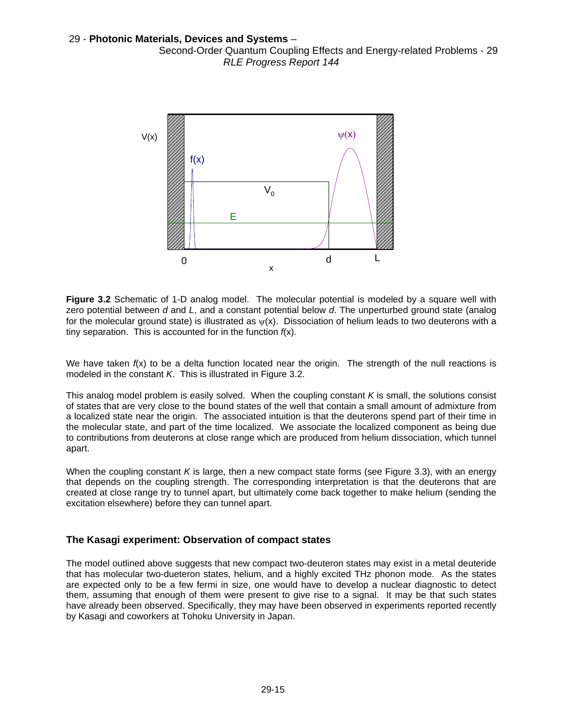V(x)

f(x)

ψ(x)

$V_0$

E

0

d

L

x

**Figure 3.2** Schematic of 1-D analog model. The molecular potential is modeled by a square well with zero potential between *d* and *L*, and a constant potential below *d*. The unperturbed ground state (analog for the molecular ground state) is illustrated as ψ(x). Dissociation of helium leads to two deuterons with a tiny separation. This is accounted for in the function *f*(x).

We have taken *f*(x) to be a delta function located near the origin. The strength of the null reactions is modeled in the constant *K*. This is illustrated in Figure 3.2.

This analog model problem is easily solved. When the coupling constant *K* is small, the solutions consist of states that are very close to the bound states of the well that contain a small amount of admixture from a localized state near the origin. The associated intuition is that the deuterons spend part of their time in the molecular state, and part of the time localized. We associate the localized component as being due to contributions from deuterons at close range which are produced from helium dissociation, which tunnel apart.

When the coupling constant *K* is large, then a new compact state forms (see Figure 3.3), with an energy that depends on the coupling strength. The corresponding interpretation is that the deuterons that are created at close range try to tunnel apart, but ultimately come back together to make helium (sending the excitation elsewhere) before they can tunnel apart.

### The Kasagi experiment: Observation of compact states

The model outlined above suggests that new compact two-deuteron states may exist in a metal deuteride that has molecular two-dueteron states, helium, and a highly excited THz phonon mode. As the states are expected only to be a few fermi in size, one would have to develop a nuclear diagnostic to detect them, assuming that enough of them were present to give rise to a signal. It may be that such states have already been observed. Specifically, they may have been observed in experiments reported recently by Kasagi and coworkers at Tohoku University in Japan.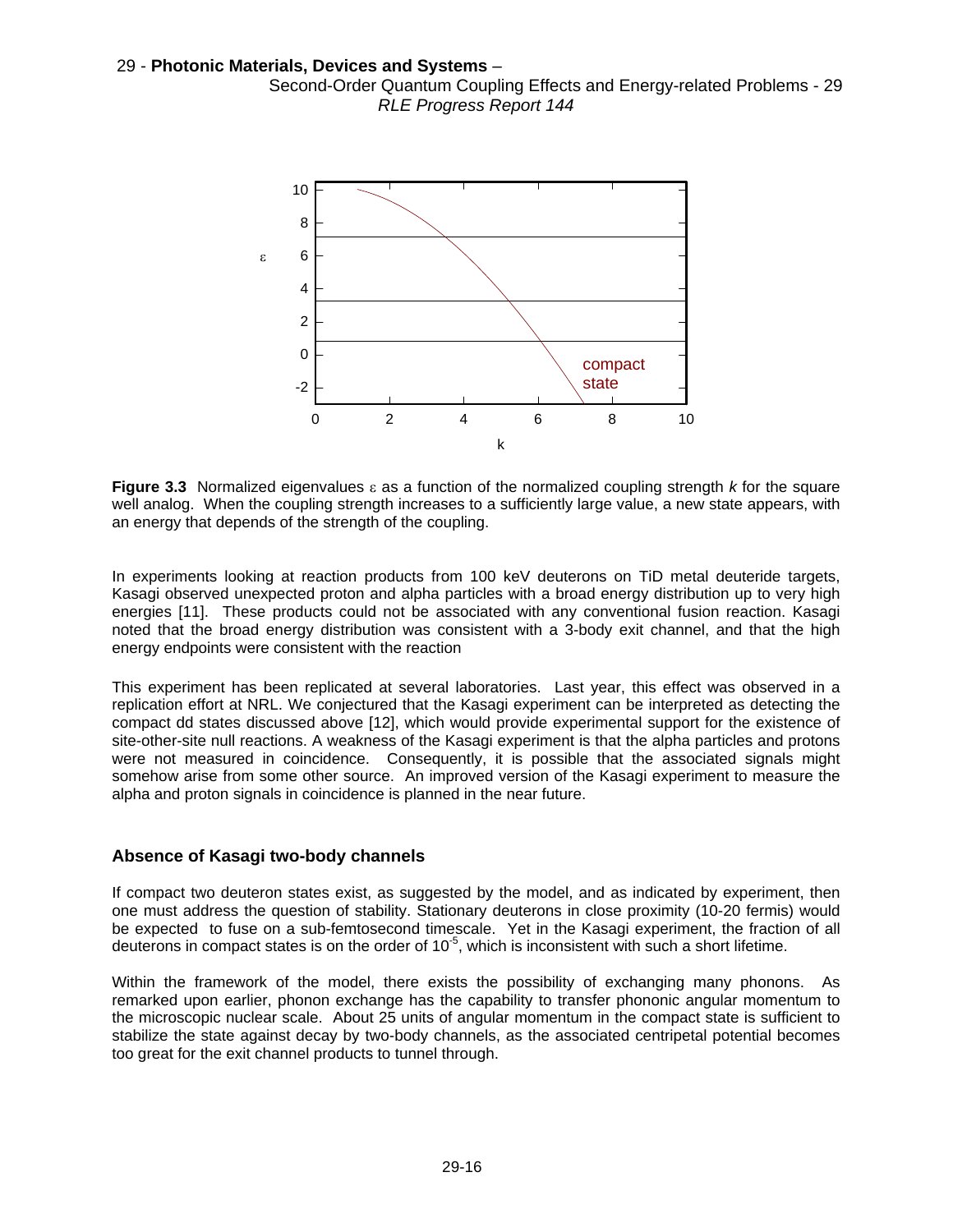10

8

ε 6

4

2

0

-2

compact state

0 2 4 6 8 10

k

**Figure 3.3** Normalized eigenvalues ε as a function of the normalized coupling strength *k* for the square well analog. When the coupling strength increases to a sufficiently large value, a new state appears, with an energy that depends of the strength of the coupling.

In experiments looking at reaction products from 100 keV deuterons on TiD metal deuteride targets, Kasagi observed unexpected proton and alpha particles with a broad energy distribution up to very high energies [11]. These products could not be associated with any conventional fusion reaction. Kasagi noted that the broad energy distribution was consistent with a 3-body exit channel, and that the high energy endpoints were consistent with the reaction

This experiment has been replicated at several laboratories. Last year, this effect was observed in a replication effort at NRL. We conjectured that the Kasagi experiment can be interpreted as detecting the compact dd states discussed above [12], which would provide experimental support for the existence of site-other-site null reactions. A weakness of the Kasagi experiment is that the alpha particles and protons were not measured in coincidence. Consequently, it is possible that the associated signals might somehow arise from some other source. An improved version of the Kasagi experiment to measure the alpha and proton signals in coincidence is planned in the near future.

### Absence of Kasagi two-body channels

If compact two deuteron states exist, as suggested by the model, and as indicated by experiment, then one must address the question of stability. Stationary deuterons in close proximity (10-20 fermis) would be expected to fuse on a sub-femtosecond timescale. Yet in the Kasagi experiment, the fraction of all deuterons in compact states is on the order of $10^{-5}$, which is inconsistent with such a short lifetime.

Within the framework of the model, there exists the possibility of exchanging many phonons. As remarked upon earlier, phonon exchange has the capability to transfer phononic angular momentum to the microscopic nuclear scale. About 25 units of angular momentum in the compact state is sufficient to stabilize the state against decay by two-body channels, as the associated centripetal potential becomes too great for the exit channel products to tunnel through.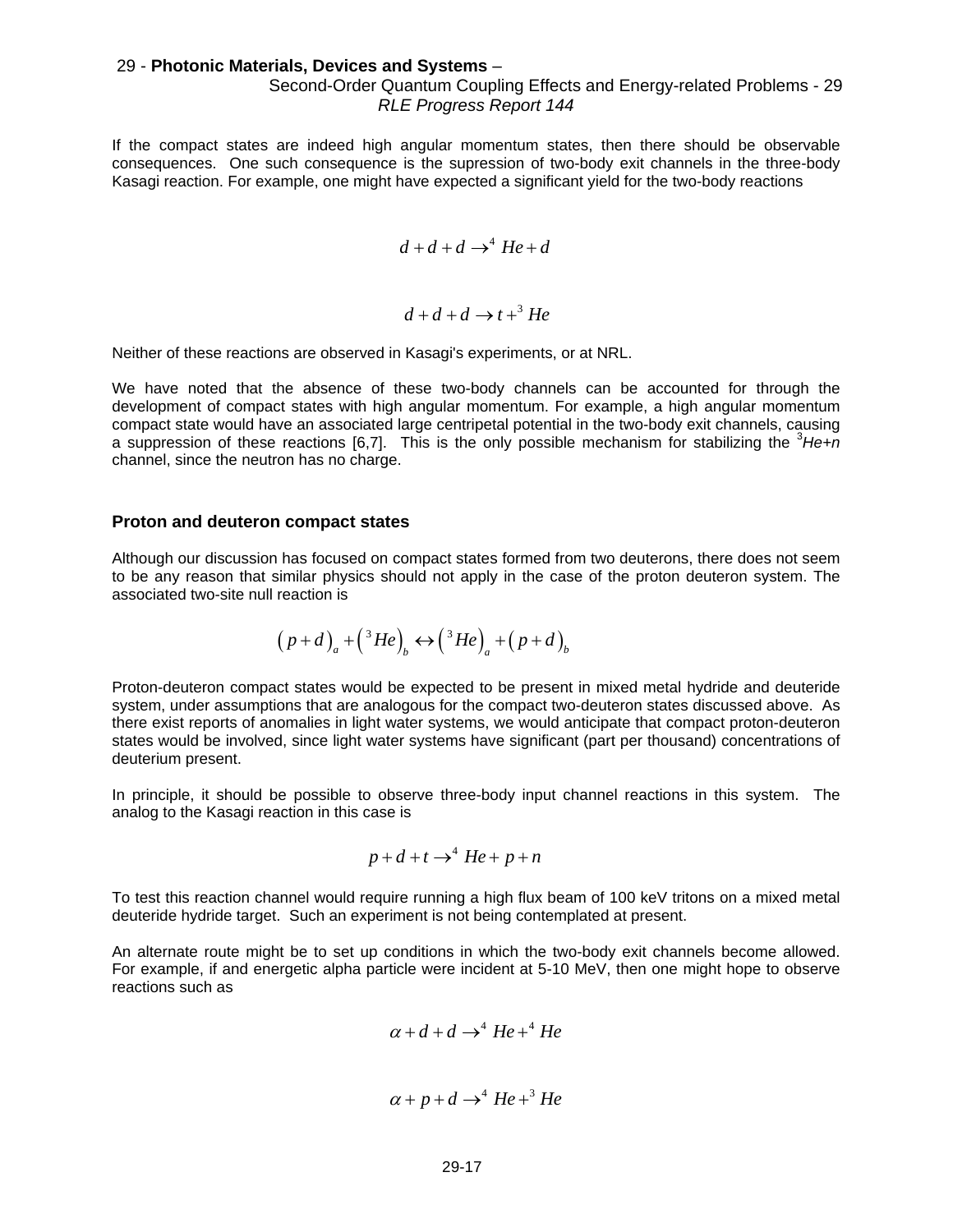If the compact states are indeed high angular momentum states, then there should be observable consequences. One such consequence is the supression of two-body exit channels in the three-body Kasagi reaction. For example, one might have expected a significant yield for the two-body reactions

$$d + d + d \rightarrow {}^4He + d$$

$$d + d + d \rightarrow t + {}^3He$$

Neither of these reactions are observed in Kasagi's experiments, or at NRL.

We have noted that the absence of these two-body channels can be accounted for through the development of compact states with high angular momentum. For example, a high angular momentum compact state would have an associated large centripetal potential in the two-body exit channels, causing a suppression of these reactions [6,7]. This is the only possible mechanism for stabilizing the ${}^3He+n$ channel, since the neutron has no charge.

### Proton and deuteron compact states

Although our discussion has focused on compact states formed from two deuterons, there does not seem to be any reason that similar physics should not apply in the case of the proton deuteron system. The associated two-site null reaction is

$$\left(p+d\right)_a + \left({}^3He\right)_b \leftrightarrow \left({}^3He\right)_a + \left(p+d\right)_b$$

Proton-deuteron compact states would be expected to be present in mixed metal hydride and deuteride system, under assumptions that are analogous for the compact two-deuteron states discussed above. As there exist reports of anomalies in light water systems, we would anticipate that compact proton-deuteron states would be involved, since light water systems have significant (part per thousand) concentrations of deuterium present.

In principle, it should be possible to observe three-body input channel reactions in this system. The analog to the Kasagi reaction in this case is

$$p + d + t \rightarrow {}^4He + p + n$$

To test this reaction channel would require running a high flux beam of 100 keV tritons on a mixed metal deuteride hydride target. Such an experiment is not being contemplated at present.

An alternate route might be to set up conditions in which the two-body exit channels become allowed. For example, if and energetic alpha particle were incident at 5-10 MeV, then one might hope to observe reactions such as

$$\alpha + d + d \rightarrow {}^4He + {}^4He$$

$$\alpha + p + d \rightarrow {}^4He + {}^3He$$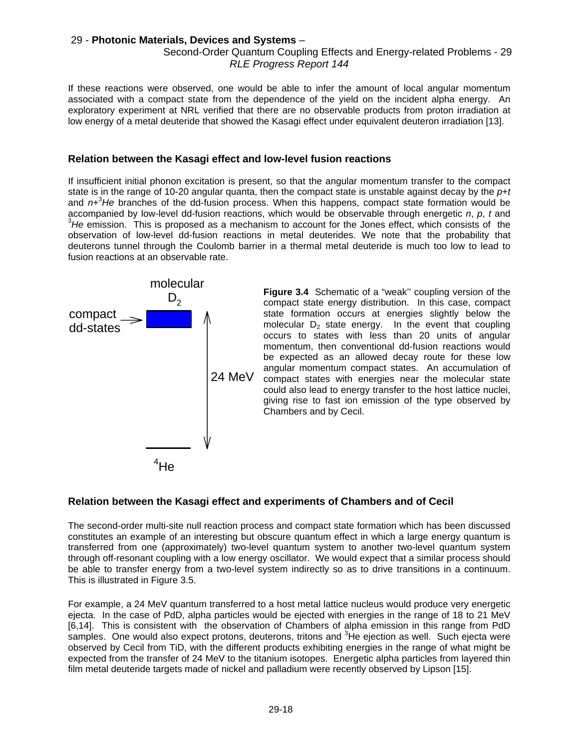If these reactions were observed, one would be able to infer the amount of local angular momentum associated with a compact state from the dependence of the yield on the incident alpha energy. An exploratory experiment at NRL verified that there are no observable products from proton irradiation at low energy of a metal deuteride that showed the Kasagi effect under equivalent deuteron irradiation [13].

### Relation between the Kasagi effect and low-level fusion reactions

If insufficient initial phonon excitation is present, so that the angular momentum transfer to the compact state is in the range of 10-20 angular quanta, then the compact state is unstable against decay by the *p+t* and $n+^3He$ branches of the dd-fusion process. When this happens, compact state formation would be accompanied by low-level dd-fusion reactions, which would be observable through energetic *n*, *p*, *t* and $^3He$ emission. This is proposed as a mechanism to account for the Jones effect, which consists of the observation of low-level dd-fusion reactions in metal deuterides. We note that the probability that deuterons tunnel through the Coulomb barrier in a thermal metal deuteride is much too low to lead to fusion reactions at an observable rate.

molecular $D_2$

compact dd-states

24 MeV

$^4$He

**Figure 3.4** Schematic of a "weak'' coupling version of the compact state energy distribution. In this case, compact state formation occurs at energies slightly below the molecular $D_2$ state energy. In the event that coupling occurs to states with less than 20 units of angular momentum, then conventional dd-fusion reactions would be expected as an allowed decay route for these low angular momentum compact states. An accumulation of compact states with energies near the molecular state could also lead to energy transfer to the host lattice nuclei, giving rise to fast ion emission of the type observed by Chambers and by Cecil.

### Relation between the Kasagi effect and experiments of Chambers and of Cecil

The second-order multi-site null reaction process and compact state formation which has been discussed constitutes an example of an interesting but obscure quantum effect in which a large energy quantum is transferred from one (approximately) two-level quantum system to another two-level quantum system through off-resonant coupling with a low energy oscillator. We would expect that a similar process should be able to transfer energy from a two-level system indirectly so as to drive transitions in a continuum. This is illustrated in Figure 3.5.

For example, a 24 MeV quantum transferred to a host metal lattice nucleus would produce very energetic ejecta. In the case of PdD, alpha particles would be ejected with energies in the range of 18 to 21 MeV [6,14]. This is consistent with the observation of Chambers of alpha emission in this range from PdD samples. One would also expect protons, deuterons, tritons and $^3$He ejection as well. Such ejecta were observed by Cecil from TiD, with the different products exhibiting energies in the range of what might be expected from the transfer of 24 MeV to the titanium isotopes. Energetic alpha particles from layered thin film metal deuteride targets made of nickel and palladium were recently observed by Lipson [15].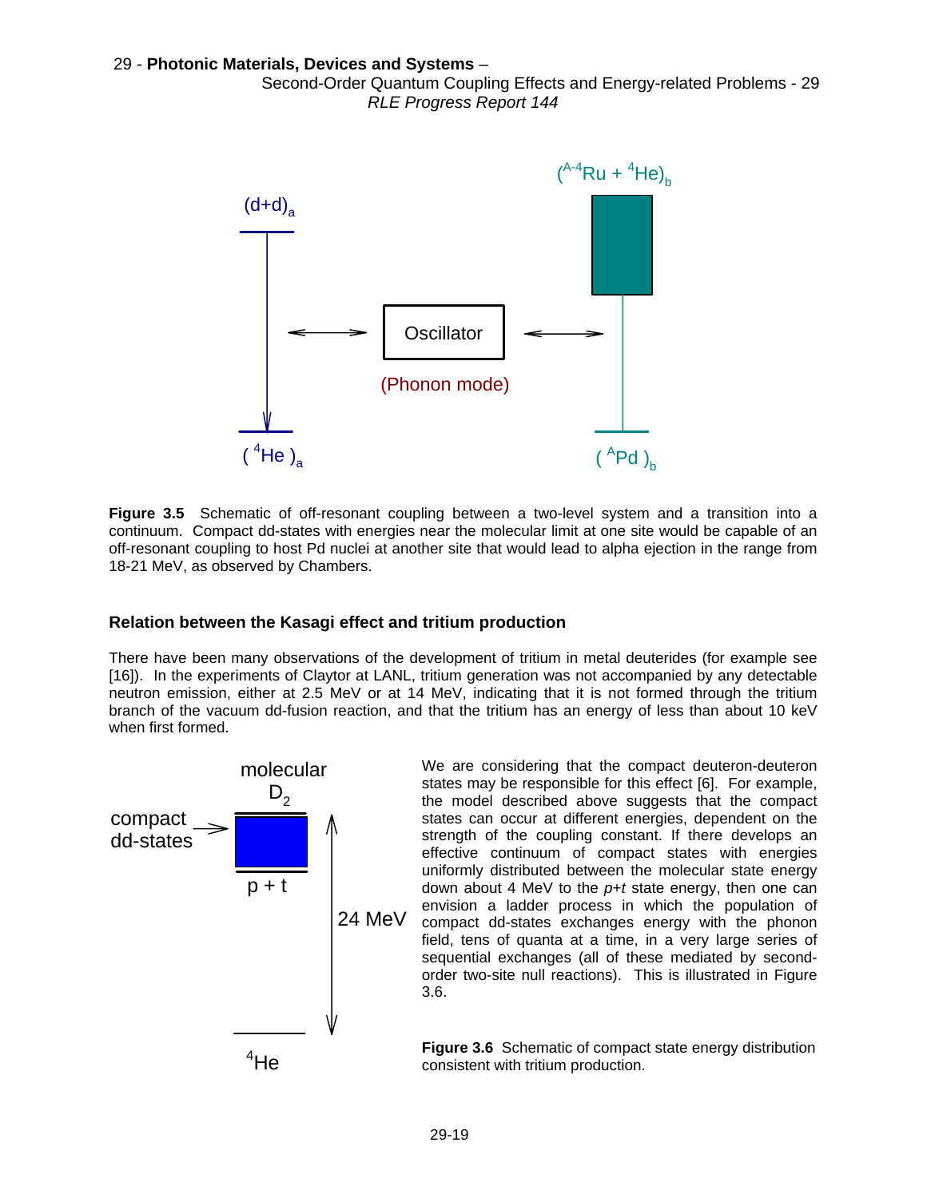$(d+d)_a$

$(^{A-4}Ru + {^4}He)_b$

Oscillator

(Phonon mode)

$(^4He)_a$

$(^APd)_b$

**Figure 3.5** Schematic of off-resonant coupling between a two-level system and a transition into a continuum. Compact dd-states with energies near the molecular limit at one site would be capable of an off-resonant coupling to host Pd nuclei at another site that would lead to alpha ejection in the range from 18-21 MeV, as observed by Chambers.

### Relation between the Kasagi effect and tritium production

There have been many observations of the development of tritium in metal deuterides (for example see [16]). In the experiments of Claytor at LANL, tritium generation was not accompanied by any detectable neutron emission, either at 2.5 MeV or at 14 MeV, indicating that it is not formed through the tritium branch of the vacuum dd-fusion reaction, and that the tritium has an energy of less than about 10 keV when first formed.

molecular $D_2$

compact dd-states

p + t

24 MeV

$^4He$

We are considering that the compact deuteron-deuteron states may be responsible for this effect [6]. For example, the model described above suggests that the compact states can occur at different energies, dependent on the strength of the coupling constant. If there develops an effective continuum of compact states with energies uniformly distributed between the molecular state energy down about 4 MeV to the *p+t* state energy, then one can envision a ladder process in which the population of compact dd-states exchanges energy with the phonon field, tens of quanta at a time, in a very large series of sequential exchanges (all of these mediated by second-order two-site null reactions). This is illustrated in Figure 3.6.

**Figure 3.6** Schematic of compact state energy distribution consistent with tritium production.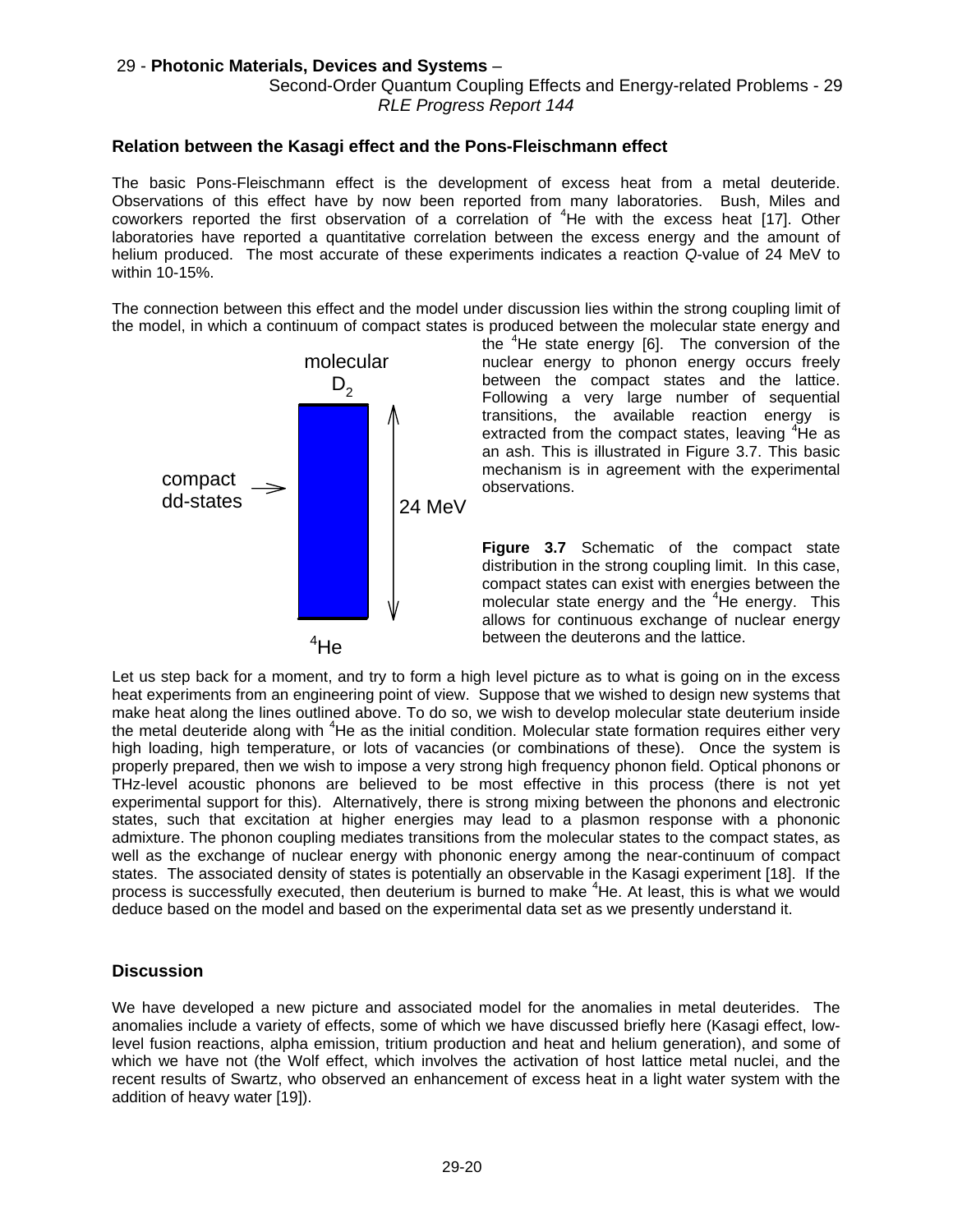## Relation between the Kasagi effect and the Pons-Fleischmann effect

The basic Pons-Fleischmann effect is the development of excess heat from a metal deuteride. Observations of this effect have by now been reported from many laboratories. Bush, Miles and coworkers reported the first observation of a correlation of $^4$He with the excess heat [17]. Other laboratories have reported a quantitative correlation between the excess energy and the amount of helium produced. The most accurate of these experiments indicates a reaction *Q*-value of 24 MeV to within 10-15%.

The connection between this effect and the model under discussion lies within the strong coupling limit of the model, in which a continuum of compact states is produced between the molecular state energy and the $^4$He state energy [6]. The conversion of the nuclear energy to phonon energy occurs freely between the compact states and the lattice. Following a very large number of sequential transitions, the available reaction energy is extracted from the compact states, leaving $^4$He as an ash. This is illustrated in Figure 3.7. This basic mechanism is in agreement with the experimental observations.

molecular $D_2$

compact dd-states

24 MeV

$^4$He

**Figure 3.7** Schematic of the compact state distribution in the strong coupling limit. In this case, compact states can exist with energies between the molecular state energy and the $^4$He energy. This allows for continuous exchange of nuclear energy between the deuterons and the lattice.

Let us step back for a moment, and try to form a high level picture as to what is going on in the excess heat experiments from an engineering point of view. Suppose that we wished to design new systems that make heat along the lines outlined above. To do so, we wish to develop molecular state deuterium inside the metal deuteride along with $^4$He as the initial condition. Molecular state formation requires either very high loading, high temperature, or lots of vacancies (or combinations of these). Once the system is properly prepared, then we wish to impose a very strong high frequency phonon field. Optical phonons or THz-level acoustic phonons are believed to be most effective in this process (there is not yet experimental support for this). Alternatively, there is strong mixing between the phonons and electronic states, such that excitation at higher energies may lead to a plasmon response with a phononic admixture. The phonon coupling mediates transitions from the molecular states to the compact states, as well as the exchange of nuclear energy with phononic energy among the near-continuum of compact states. The associated density of states is potentially an observable in the Kasagi experiment [18]. If the process is successfully executed, then deuterium is burned to make $^4$He. At least, this is what we would deduce based on the model and based on the experimental data set as we presently understand it.

## Discussion

We have developed a new picture and associated model for the anomalies in metal deuterides. The anomalies include a variety of effects, some of which we have discussed briefly here (Kasagi effect, low-level fusion reactions, alpha emission, tritium production and heat and helium generation), and some of which we have not (the Wolf effect, which involves the activation of host lattice metal nuclei, and the recent results of Swartz, who observed an enhancement of excess heat in a light water system with the addition of heavy water [19]).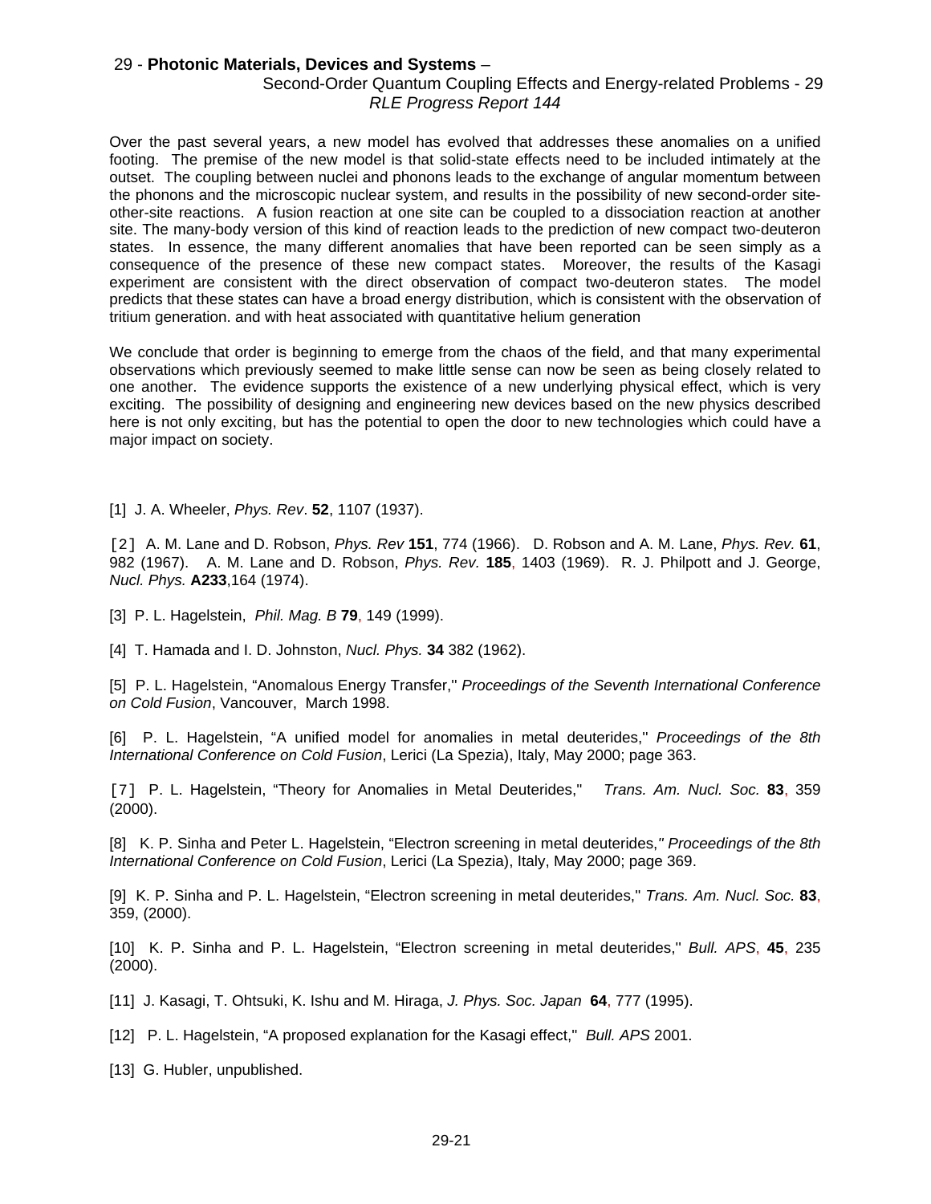Over the past several years, a new model has evolved that addresses these anomalies on a unified footing. The premise of the new model is that solid-state effects need to be included intimately at the outset. The coupling between nuclei and phonons leads to the exchange of angular momentum between the phonons and the microscopic nuclear system, and results in the possibility of new second-order site-other-site reactions. A fusion reaction at one site can be coupled to a dissociation reaction at another site. The many-body version of this kind of reaction leads to the prediction of new compact two-deuteron states. In essence, the many different anomalies that have been reported can be seen simply as a consequence of the presence of these new compact states. Moreover, the results of the Kasagi experiment are consistent with the direct observation of compact two-deuteron states. The model predicts that these states can have a broad energy distribution, which is consistent with the observation of tritium generation. and with heat associated with quantitative helium generation

We conclude that order is beginning to emerge from the chaos of the field, and that many experimental observations which previously seemed to make little sense can now be seen as being closely related to one another. The evidence supports the existence of a new underlying physical effect, which is very exciting. The possibility of designing and engineering new devices based on the new physics described here is not only exciting, but has the potential to open the door to new technologies which could have a major impact on society.

[1] J. A. Wheeler, *Phys. Rev*. **52**, 1107 (1937).

[2] A. M. Lane and D. Robson, *Phys. Rev* **151**, 774 (1966). D. Robson and A. M. Lane, *Phys. Rev.* **61**, 982 (1967). A. M. Lane and D. Robson, *Phys. Rev.* **185**, 1403 (1969). R. J. Philpott and J. George, *Nucl. Phys.* **A233**,164 (1974).

[3] P. L. Hagelstein, *Phil. Mag. B* **79**, 149 (1999).

[4] T. Hamada and I. D. Johnston, *Nucl. Phys.* **34** 382 (1962).

[5] P. L. Hagelstein, "Anomalous Energy Transfer," *Proceedings of the Seventh International Conference on Cold Fusion*, Vancouver, March 1998.

[6] P. L. Hagelstein, "A unified model for anomalies in metal deuterides," *Proceedings of the 8th International Conference on Cold Fusion*, Lerici (La Spezia), Italy, May 2000; page 363.

[7] P. L. Hagelstein, "Theory for Anomalies in Metal Deuterides," *Trans. Am. Nucl. Soc.* **83**, 359 (2000).

[8] K. P. Sinha and Peter L. Hagelstein, "Electron screening in metal deuterides," *Proceedings of the 8th International Conference on Cold Fusion*, Lerici (La Spezia), Italy, May 2000; page 369.

[9] K. P. Sinha and P. L. Hagelstein, "Electron screening in metal deuterides," *Trans. Am. Nucl. Soc.* **83**, 359, (2000).

[10] K. P. Sinha and P. L. Hagelstein, "Electron screening in metal deuterides," *Bull. APS*, **45**, 235 (2000).

[11] J. Kasagi, T. Ohtsuki, K. Ishu and M. Hiraga, *J. Phys. Soc. Japan* **64**, 777 (1995).

[12] P. L. Hagelstein, "A proposed explanation for the Kasagi effect," *Bull. APS* 2001.

[13] G. Hubler, unpublished.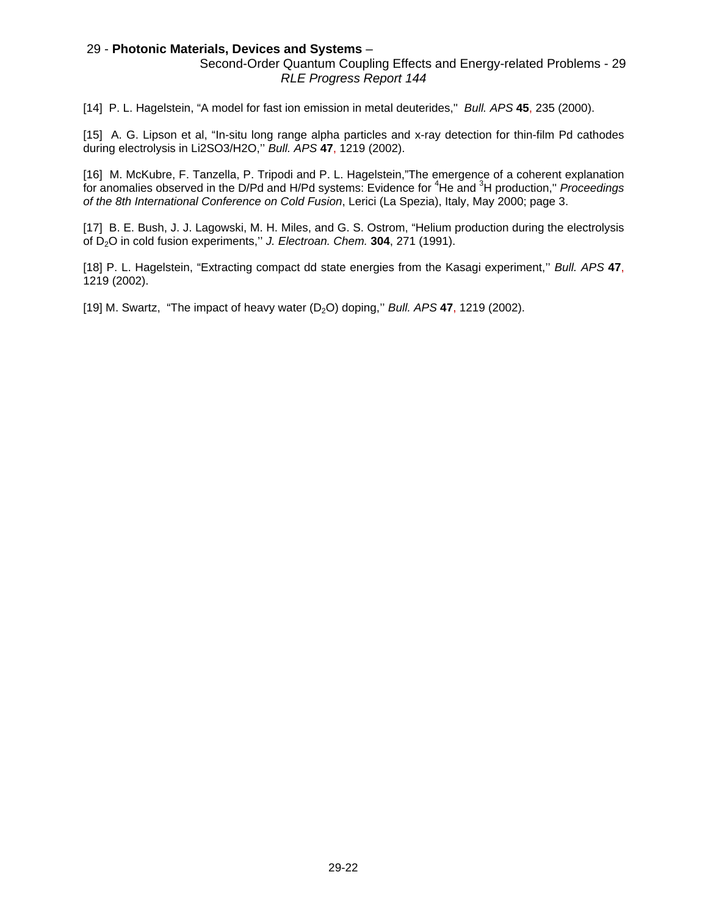[14] P. L. Hagelstein, “A model for fast ion emission in metal deuterides,'' *Bull. APS* **45**, 235 (2000).

[15] A. G. Lipson et al, “In-situ long range alpha particles and x-ray detection for thin-film Pd cathodes during electrolysis in Li2SO3/H2O,'' *Bull. APS* **47**, 1219 (2002).

[16] M. McKubre, F. Tanzella, P. Tripodi and P. L. Hagelstein,”The emergence of a coherent explanation for anomalies observed in the D/Pd and H/Pd systems: Evidence for $^4$He and $^3$H production,'' *Proceedings of the 8th International Conference on Cold Fusion*, Lerici (La Spezia), Italy, May 2000; page 3.

[17] B. E. Bush, J. J. Lagowski, M. H. Miles, and G. S. Ostrom, “Helium production during the electrolysis of $D_2O$ in cold fusion experiments,'' *J. Electroan. Chem.* **304**, 271 (1991).

[18] P. L. Hagelstein, “Extracting compact dd state energies from the Kasagi experiment,'' *Bull. APS* **47**, 1219 (2002).

[19] M. Swartz, “The impact of heavy water ($D_2O$) doping,'' *Bull. APS* **47**, 1219 (2002).